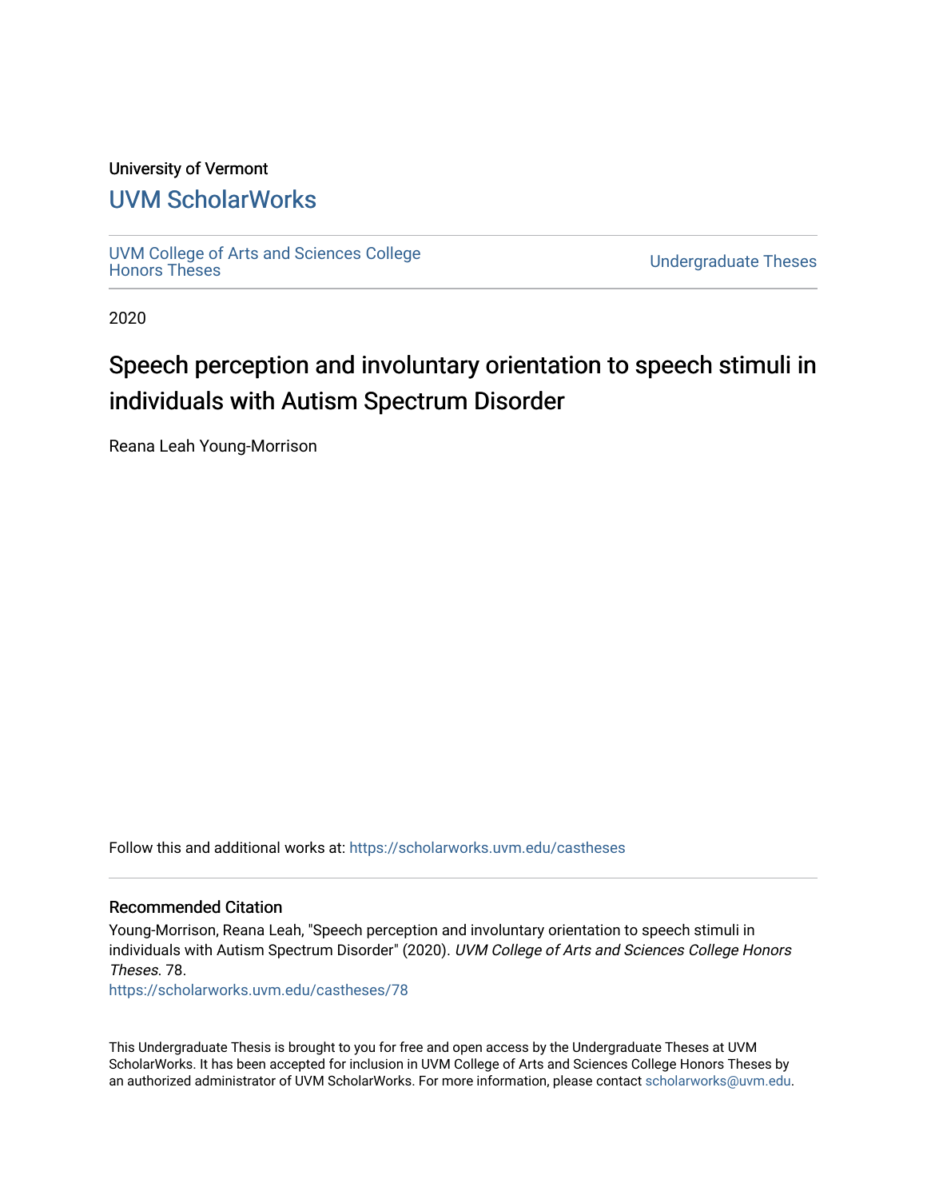University of Vermont

## UVM ScholarWorks

UVM College of Arts and Sciences College Honors Theses

Undergraduate Theses

2020

# Speech perception and involuntary orientation to speech stimuli in individuals with Autism Spectrum Disorder

Reana Leah Young-Morrison

Follow this and additional works at: https://scholarworks.uvm.edu/castheses

### Recommended Citation

Young-Morrison, Reana Leah, "Speech perception and involuntary orientation to speech stimuli in individuals with Autism Spectrum Disorder" (2020). *UVM College of Arts and Sciences College Honors Theses*. 78.
https://scholarworks.uvm.edu/castheses/78

This Undergraduate Thesis is brought to you for free and open access by the Undergraduate Theses at UVM ScholarWorks. It has been accepted for inclusion in UVM College of Arts and Sciences College Honors Theses by an authorized administrator of UVM ScholarWorks. For more information, please contact scholarworks@uvm.edu.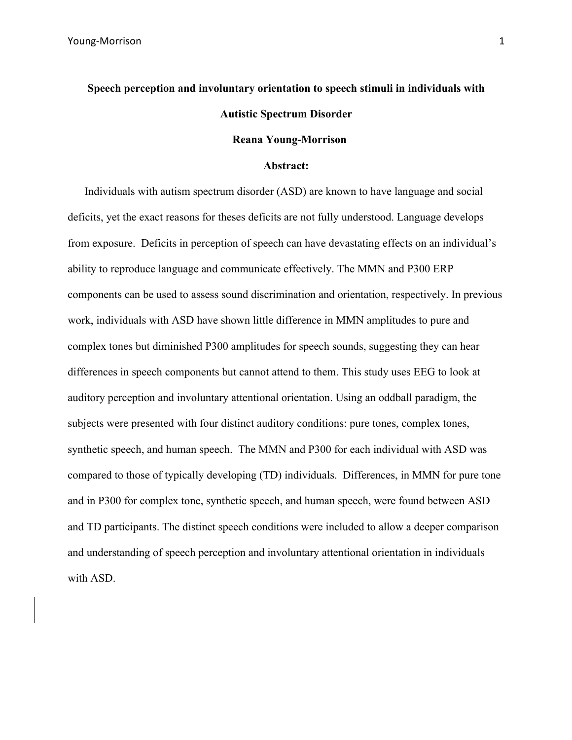# Speech perception and involuntary orientation to speech stimuli in individuals with Autistic Spectrum Disorder

**Reana Young-Morrison**

## Abstract:

Individuals with autism spectrum disorder (ASD) are known to have language and social deficits, yet the exact reasons for theses deficits are not fully understood. Language develops from exposure. Deficits in perception of speech can have devastating effects on an individual's ability to reproduce language and communicate effectively. The MMN and P300 ERP components can be used to assess sound discrimination and orientation, respectively. In previous work, individuals with ASD have shown little difference in MMN amplitudes to pure and complex tones but diminished P300 amplitudes for speech sounds, suggesting they can hear differences in speech components but cannot attend to them. This study uses EEG to look at auditory perception and involuntary attentional orientation. Using an oddball paradigm, the subjects were presented with four distinct auditory conditions: pure tones, complex tones, synthetic speech, and human speech. The MMN and P300 for each individual with ASD was compared to those of typically developing (TD) individuals. Differences, in MMN for pure tone and in P300 for complex tone, synthetic speech, and human speech, were found between ASD and TD participants. The distinct speech conditions were included to allow a deeper comparison and understanding of speech perception and involuntary attentional orientation in individuals with ASD.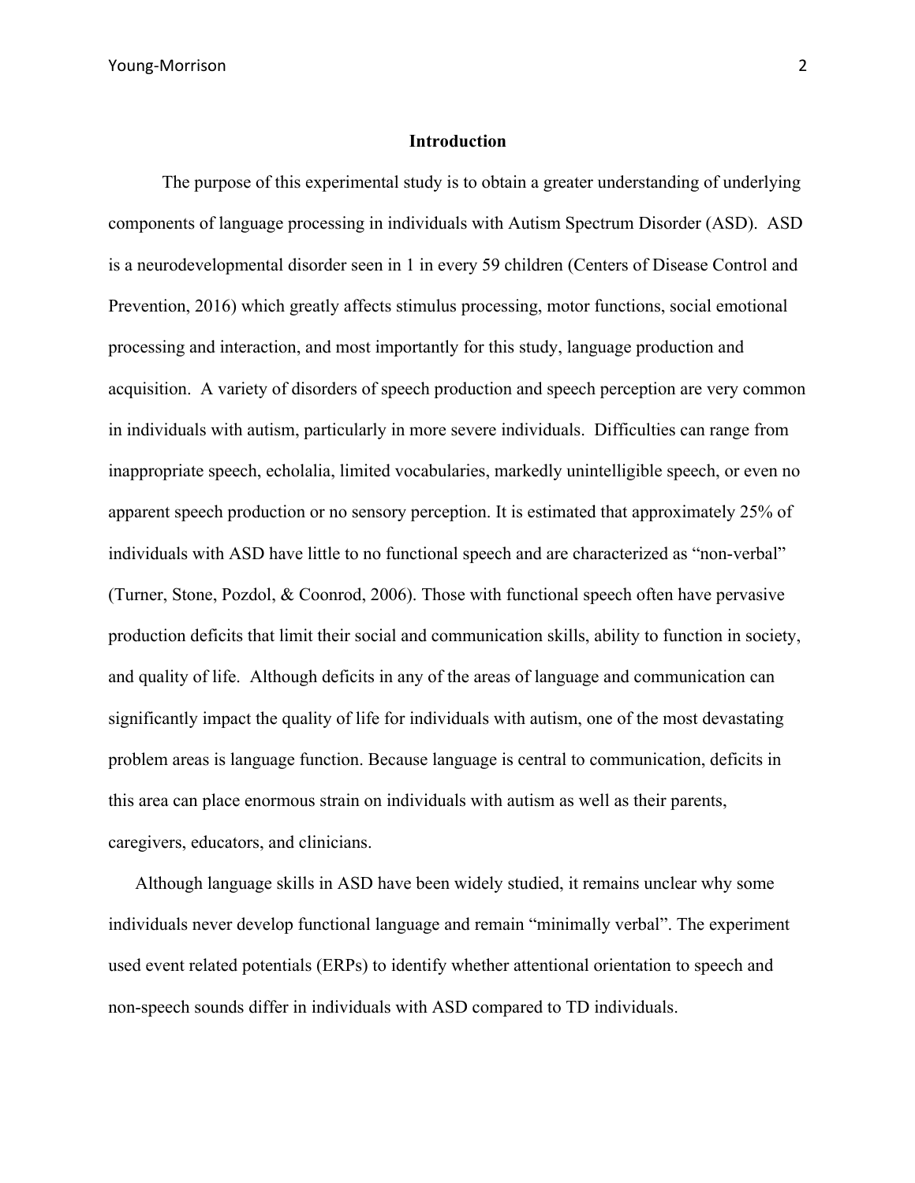## Introduction

The purpose of this experimental study is to obtain a greater understanding of underlying components of language processing in individuals with Autism Spectrum Disorder (ASD). ASD is a neurodevelopmental disorder seen in 1 in every 59 children (Centers of Disease Control and Prevention, 2016) which greatly affects stimulus processing, motor functions, social emotional processing and interaction, and most importantly for this study, language production and acquisition. A variety of disorders of speech production and speech perception are very common in individuals with autism, particularly in more severe individuals. Difficulties can range from inappropriate speech, echolalia, limited vocabularies, markedly unintelligible speech, or even no apparent speech production or no sensory perception. It is estimated that approximately 25% of individuals with ASD have little to no functional speech and are characterized as "non-verbal" (Turner, Stone, Pozdol, & Coonrod, 2006). Those with functional speech often have pervasive production deficits that limit their social and communication skills, ability to function in society, and quality of life. Although deficits in any of the areas of language and communication can significantly impact the quality of life for individuals with autism, one of the most devastating problem areas is language function. Because language is central to communication, deficits in this area can place enormous strain on individuals with autism as well as their parents, caregivers, educators, and clinicians.

Although language skills in ASD have been widely studied, it remains unclear why some individuals never develop functional language and remain "minimally verbal". The experiment used event related potentials (ERPs) to identify whether attentional orientation to speech and non-speech sounds differ in individuals with ASD compared to TD individuals.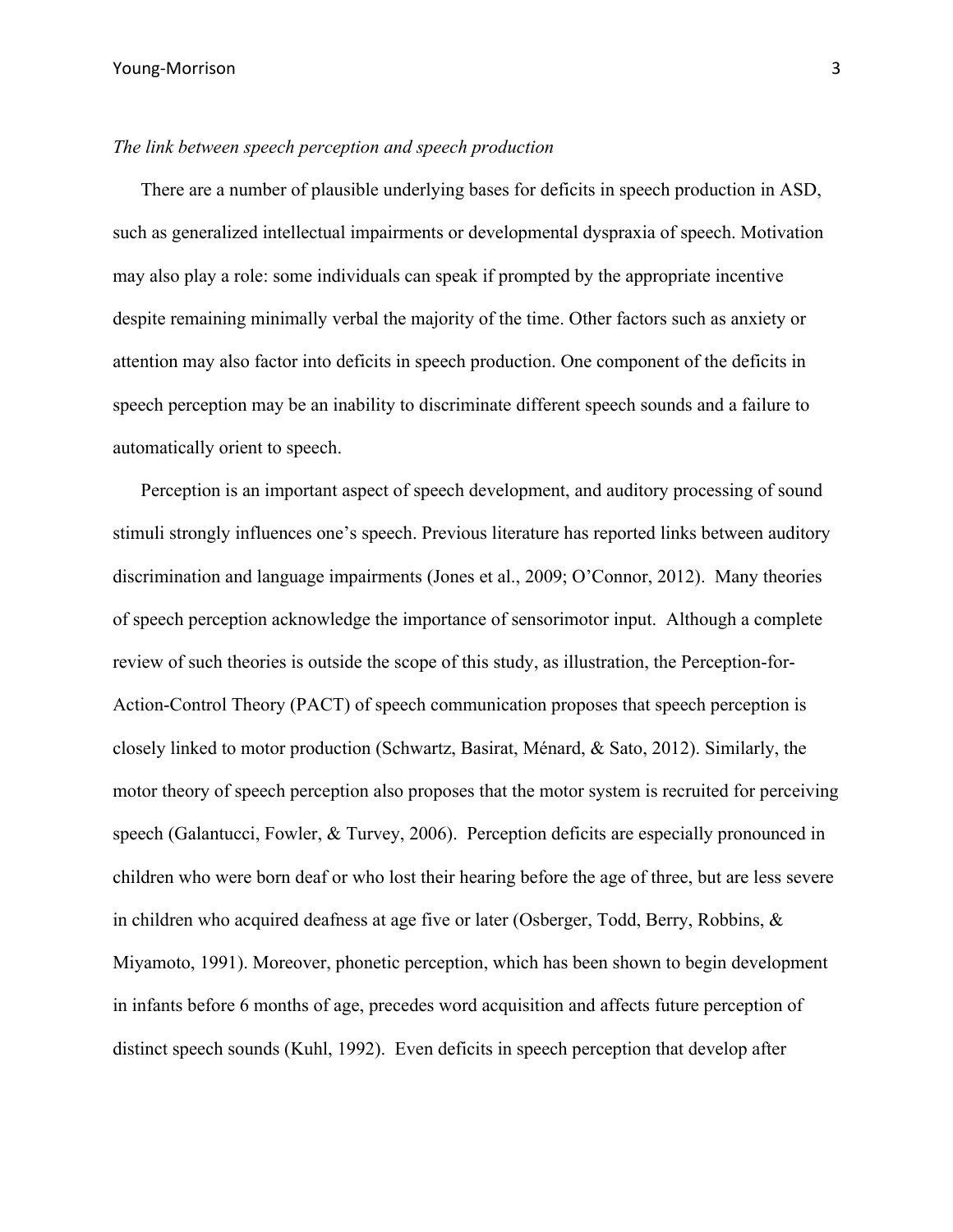*The link between speech perception and speech production*

There are a number of plausible underlying bases for deficits in speech production in ASD, such as generalized intellectual impairments or developmental dyspraxia of speech. Motivation may also play a role: some individuals can speak if prompted by the appropriate incentive despite remaining minimally verbal the majority of the time. Other factors such as anxiety or attention may also factor into deficits in speech production. One component of the deficits in speech perception may be an inability to discriminate different speech sounds and a failure to automatically orient to speech.

Perception is an important aspect of speech development, and auditory processing of sound stimuli strongly influences one's speech. Previous literature has reported links between auditory discrimination and language impairments (Jones et al., 2009; O'Connor, 2012). Many theories of speech perception acknowledge the importance of sensorimotor input. Although a complete review of such theories is outside the scope of this study, as illustration, the Perception-for-Action-Control Theory (PACT) of speech communication proposes that speech perception is closely linked to motor production (Schwartz, Basirat, Ménard, & Sato, 2012). Similarly, the motor theory of speech perception also proposes that the motor system is recruited for perceiving speech (Galantucci, Fowler, & Turvey, 2006). Perception deficits are especially pronounced in children who were born deaf or who lost their hearing before the age of three, but are less severe in children who acquired deafness at age five or later (Osberger, Todd, Berry, Robbins, & Miyamoto, 1991). Moreover, phonetic perception, which has been shown to begin development in infants before 6 months of age, precedes word acquisition and affects future perception of distinct speech sounds (Kuhl, 1992). Even deficits in speech perception that develop after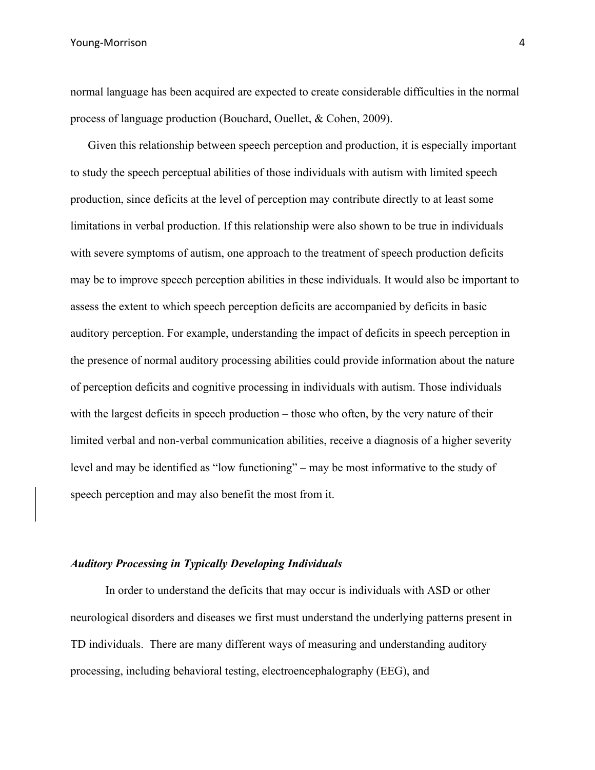normal language has been acquired are expected to create considerable difficulties in the normal process of language production (Bouchard, Ouellet, & Cohen, 2009).

Given this relationship between speech perception and production, it is especially important to study the speech perceptual abilities of those individuals with autism with limited speech production, since deficits at the level of perception may contribute directly to at least some limitations in verbal production. If this relationship were also shown to be true in individuals with severe symptoms of autism, one approach to the treatment of speech production deficits may be to improve speech perception abilities in these individuals. It would also be important to assess the extent to which speech perception deficits are accompanied by deficits in basic auditory perception. For example, understanding the impact of deficits in speech perception in the presence of normal auditory processing abilities could provide information about the nature of perception deficits and cognitive processing in individuals with autism. Those individuals with the largest deficits in speech production – those who often, by the very nature of their limited verbal and non-verbal communication abilities, receive a diagnosis of a higher severity level and may be identified as "low functioning" – may be most informative to the study of speech perception and may also benefit the most from it.

### *Auditory Processing in Typically Developing Individuals*

In order to understand the deficits that may occur is individuals with ASD or other neurological disorders and diseases we first must understand the underlying patterns present in TD individuals. There are many different ways of measuring and understanding auditory processing, including behavioral testing, electroencephalography (EEG), and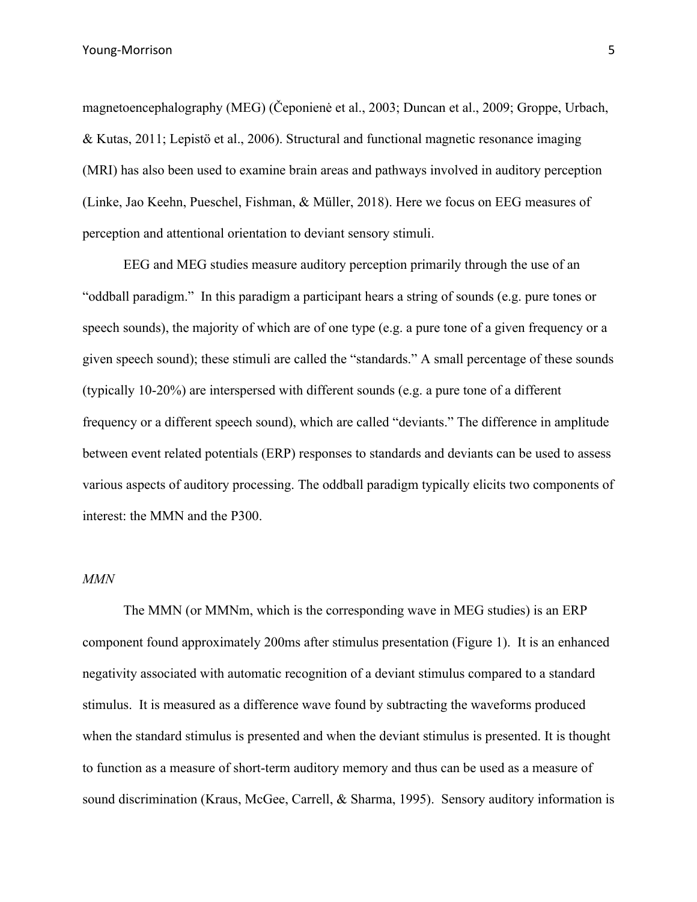magnetoencephalography (MEG) (Čeponienė et al., 2003; Duncan et al., 2009; Groppe, Urbach, & Kutas, 2011; Lepistö et al., 2006). Structural and functional magnetic resonance imaging (MRI) has also been used to examine brain areas and pathways involved in auditory perception (Linke, Jao Keehn, Pueschel, Fishman, & Müller, 2018). Here we focus on EEG measures of perception and attentional orientation to deviant sensory stimuli.

EEG and MEG studies measure auditory perception primarily through the use of an "oddball paradigm." In this paradigm a participant hears a string of sounds (e.g. pure tones or speech sounds), the majority of which are of one type (e.g. a pure tone of a given frequency or a given speech sound); these stimuli are called the "standards." A small percentage of these sounds (typically 10-20%) are interspersed with different sounds (e.g. a pure tone of a different frequency or a different speech sound), which are called "deviants." The difference in amplitude between event related potentials (ERP) responses to standards and deviants can be used to assess various aspects of auditory processing. The oddball paradigm typically elicits two components of interest: the MMN and the P300.

*MMN*

The MMN (or MMNm, which is the corresponding wave in MEG studies) is an ERP component found approximately 200ms after stimulus presentation (Figure 1). It is an enhanced negativity associated with automatic recognition of a deviant stimulus compared to a standard stimulus. It is measured as a difference wave found by subtracting the waveforms produced when the standard stimulus is presented and when the deviant stimulus is presented. It is thought to function as a measure of short-term auditory memory and thus can be used as a measure of sound discrimination (Kraus, McGee, Carrell, & Sharma, 1995). Sensory auditory information is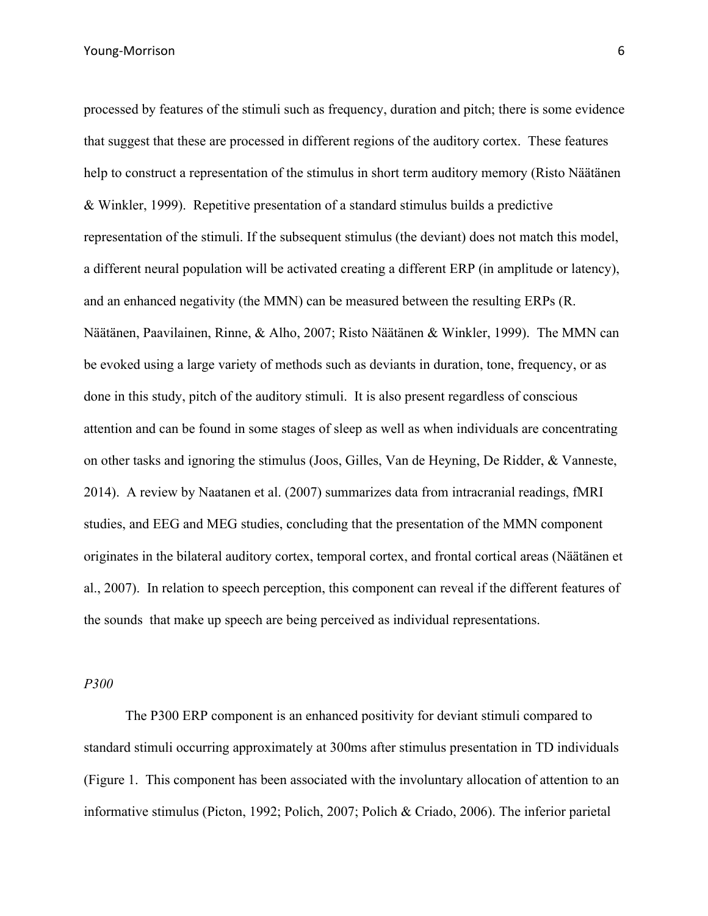processed by features of the stimuli such as frequency, duration and pitch; there is some evidence that suggest that these are processed in different regions of the auditory cortex. These features help to construct a representation of the stimulus in short term auditory memory (Risto Näätänen & Winkler, 1999). Repetitive presentation of a standard stimulus builds a predictive representation of the stimuli. If the subsequent stimulus (the deviant) does not match this model, a different neural population will be activated creating a different ERP (in amplitude or latency), and an enhanced negativity (the MMN) can be measured between the resulting ERPs (R. Näätänen, Paavilainen, Rinne, & Alho, 2007; Risto Näätänen & Winkler, 1999). The MMN can be evoked using a large variety of methods such as deviants in duration, tone, frequency, or as done in this study, pitch of the auditory stimuli. It is also present regardless of conscious attention and can be found in some stages of sleep as well as when individuals are concentrating on other tasks and ignoring the stimulus (Joos, Gilles, Van de Heyning, De Ridder, & Vanneste, 2014). A review by Naatanen et al. (2007) summarizes data from intracranial readings, fMRI studies, and EEG and MEG studies, concluding that the presentation of the MMN component originates in the bilateral auditory cortex, temporal cortex, and frontal cortical areas (Näätänen et al., 2007). In relation to speech perception, this component can reveal if the different features of the sounds that make up speech are being perceived as individual representations.

*P300*

The P300 ERP component is an enhanced positivity for deviant stimuli compared to standard stimuli occurring approximately at 300ms after stimulus presentation in TD individuals (Figure 1. This component has been associated with the involuntary allocation of attention to an informative stimulus (Picton, 1992; Polich, 2007; Polich & Criado, 2006). The inferior parietal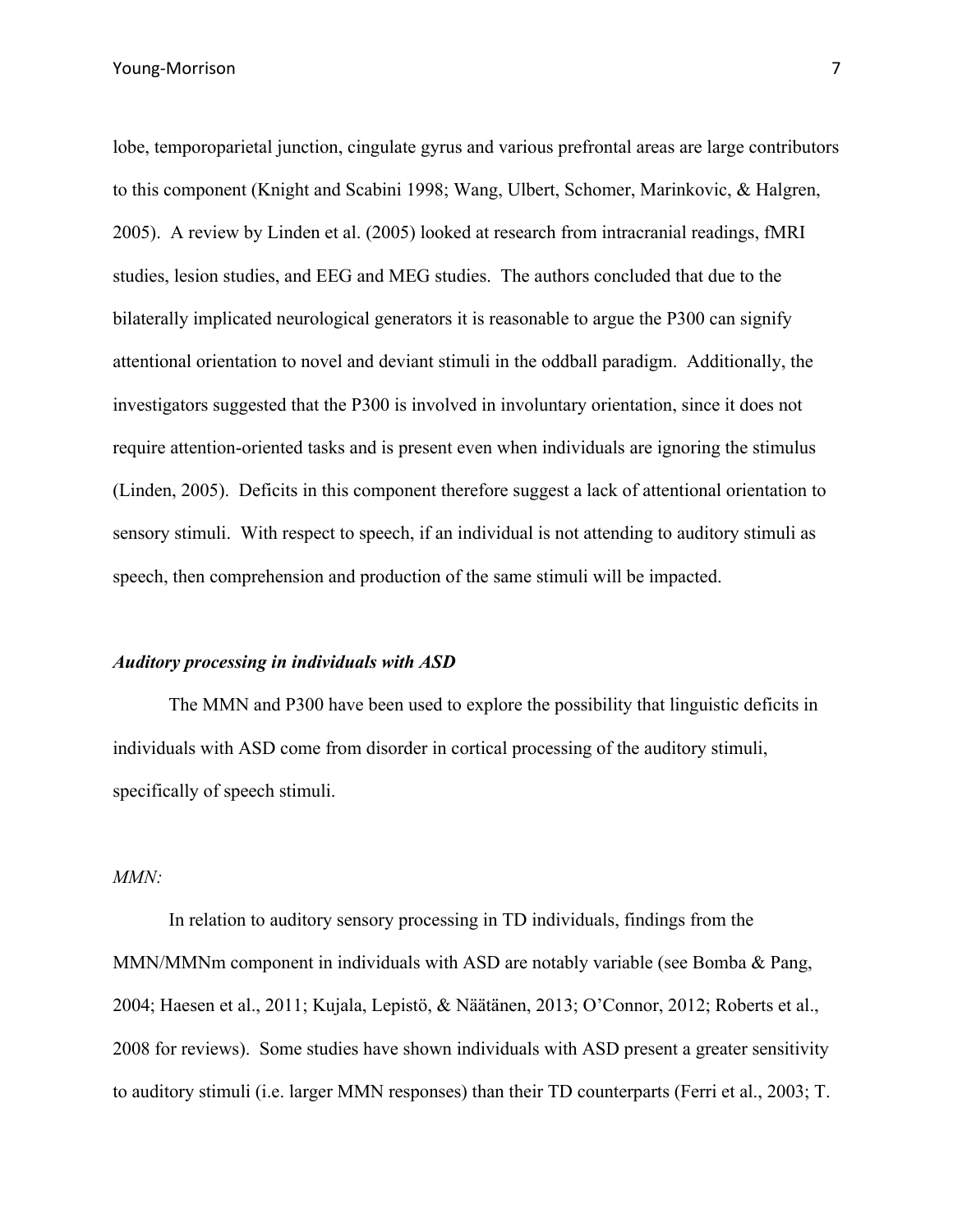lobe, temporoparietal junction, cingulate gyrus and various prefrontal areas are large contributors to this component (Knight and Scabini 1998; Wang, Ulbert, Schomer, Marinkovic, & Halgren, 2005). A review by Linden et al. (2005) looked at research from intracranial readings, fMRI studies, lesion studies, and EEG and MEG studies. The authors concluded that due to the bilaterally implicated neurological generators it is reasonable to argue the P300 can signify attentional orientation to novel and deviant stimuli in the oddball paradigm. Additionally, the investigators suggested that the P300 is involved in involuntary orientation, since it does not require attention-oriented tasks and is present even when individuals are ignoring the stimulus (Linden, 2005). Deficits in this component therefore suggest a lack of attentional orientation to sensory stimuli. With respect to speech, if an individual is not attending to auditory stimuli as speech, then comprehension and production of the same stimuli will be impacted.

***Auditory processing in individuals with ASD***

The MMN and P300 have been used to explore the possibility that linguistic deficits in individuals with ASD come from disorder in cortical processing of the auditory stimuli, specifically of speech stimuli.

*MMN:*

In relation to auditory sensory processing in TD individuals, findings from the MMN/MMNm component in individuals with ASD are notably variable (see Bomba & Pang, 2004; Haesen et al., 2011; Kujala, Lepistö, & Näätänen, 2013; O'Connor, 2012; Roberts et al., 2008 for reviews). Some studies have shown individuals with ASD present a greater sensitivity to auditory stimuli (i.e. larger MMN responses) than their TD counterparts (Ferri et al., 2003; T.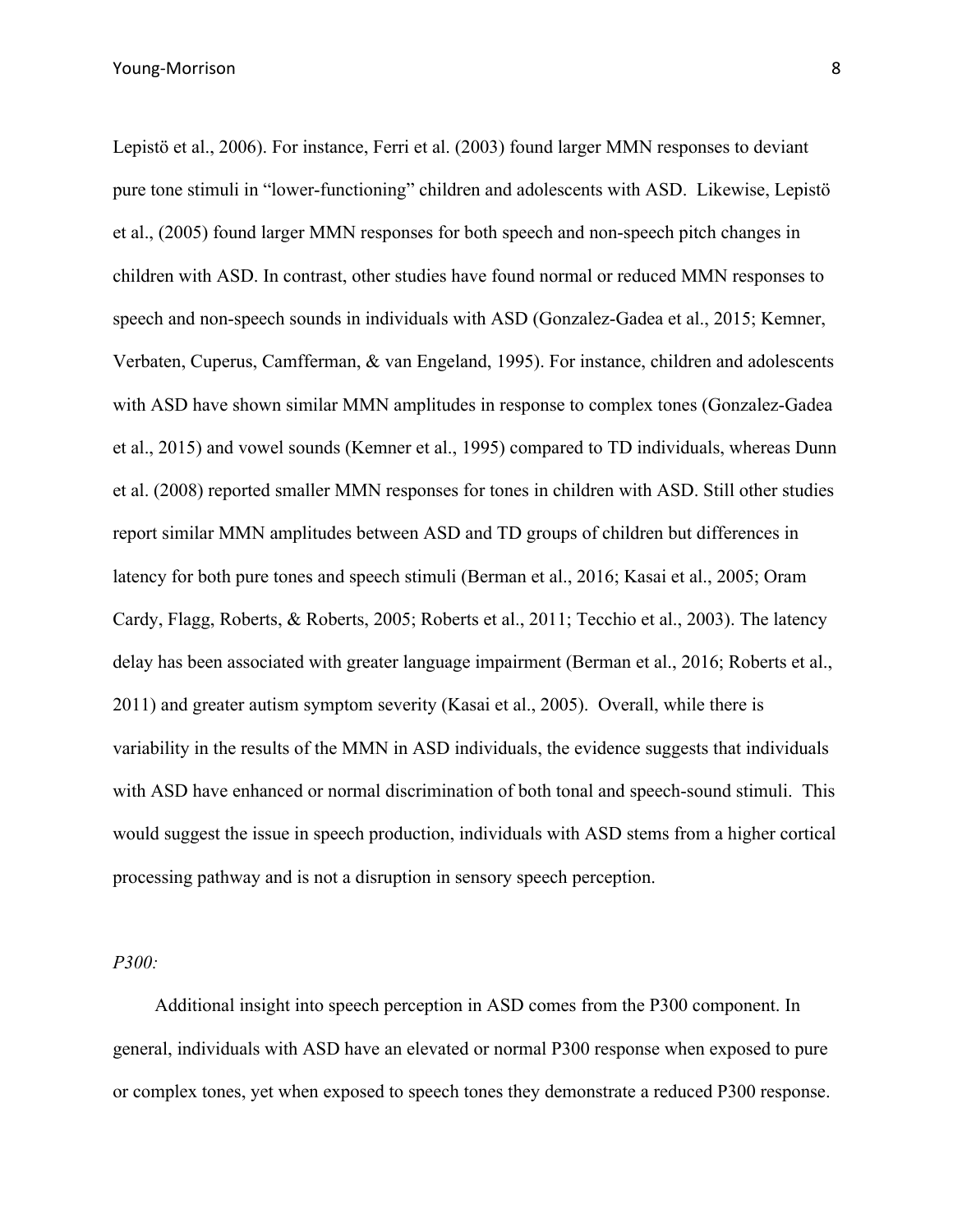Lepistö et al., 2006). For instance, Ferri et al. (2003) found larger MMN responses to deviant pure tone stimuli in "lower-functioning" children and adolescents with ASD. Likewise, Lepistö et al., (2005) found larger MMN responses for both speech and non-speech pitch changes in children with ASD. In contrast, other studies have found normal or reduced MMN responses to speech and non-speech sounds in individuals with ASD (Gonzalez-Gadea et al., 2015; Kemner, Verbaten, Cuperus, Camfferman, & van Engeland, 1995). For instance, children and adolescents with ASD have shown similar MMN amplitudes in response to complex tones (Gonzalez-Gadea et al., 2015) and vowel sounds (Kemner et al., 1995) compared to TD individuals, whereas Dunn et al. (2008) reported smaller MMN responses for tones in children with ASD. Still other studies report similar MMN amplitudes between ASD and TD groups of children but differences in latency for both pure tones and speech stimuli (Berman et al., 2016; Kasai et al., 2005; Oram Cardy, Flagg, Roberts, & Roberts, 2005; Roberts et al., 2011; Tecchio et al., 2003). The latency delay has been associated with greater language impairment (Berman et al., 2016; Roberts et al., 2011) and greater autism symptom severity (Kasai et al., 2005). Overall, while there is variability in the results of the MMN in ASD individuals, the evidence suggests that individuals with ASD have enhanced or normal discrimination of both tonal and speech-sound stimuli. This would suggest the issue in speech production, individuals with ASD stems from a higher cortical processing pathway and is not a disruption in sensory speech perception.

*P300:*

Additional insight into speech perception in ASD comes from the P300 component. In general, individuals with ASD have an elevated or normal P300 response when exposed to pure or complex tones, yet when exposed to speech tones they demonstrate a reduced P300 response.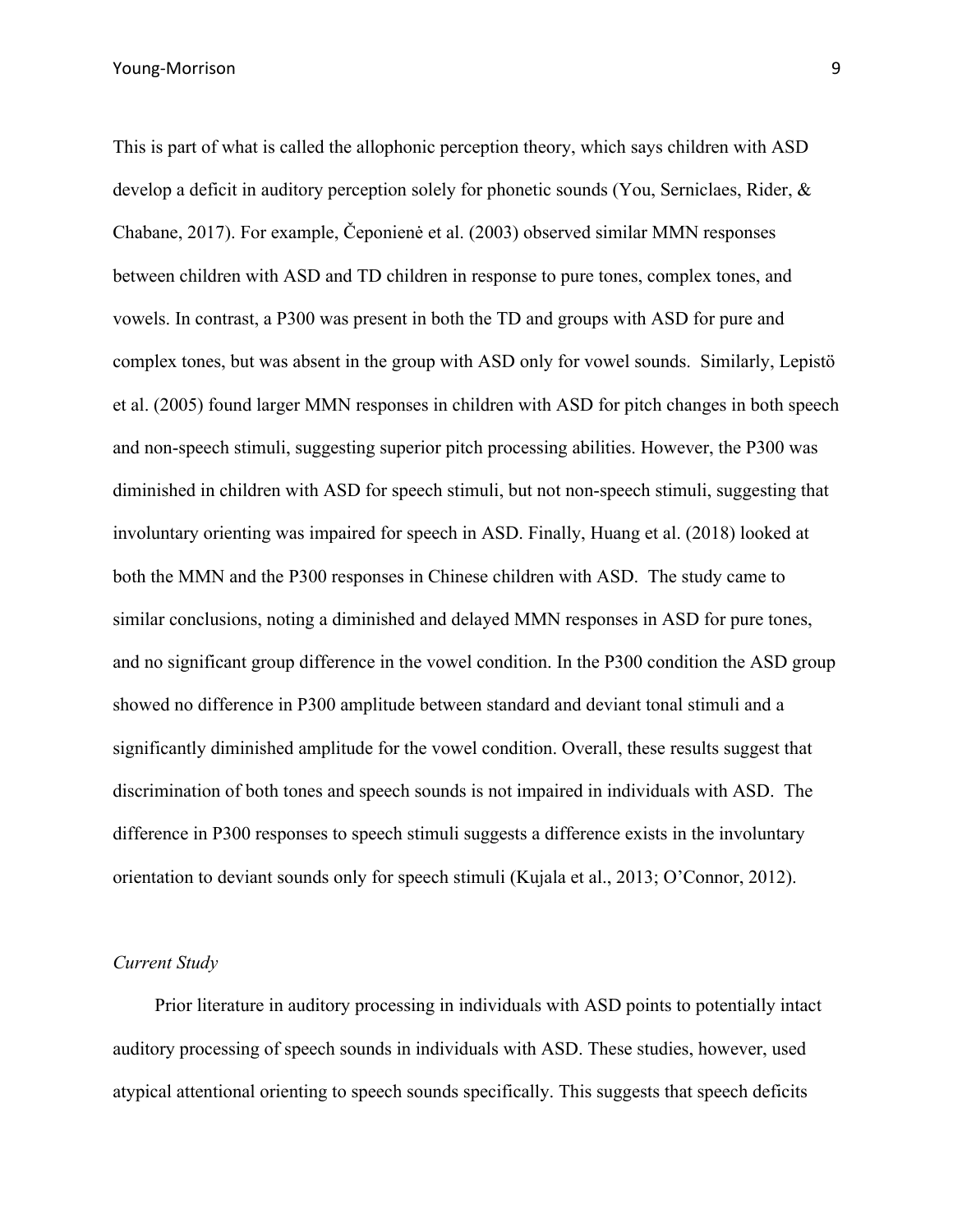This is part of what is called the allophonic perception theory, which says children with ASD develop a deficit in auditory perception solely for phonetic sounds (You, Serniclaes, Rider, & Chabane, 2017). For example, Čeponienė et al. (2003) observed similar MMN responses between children with ASD and TD children in response to pure tones, complex tones, and vowels. In contrast, a P300 was present in both the TD and groups with ASD for pure and complex tones, but was absent in the group with ASD only for vowel sounds.  Similarly, Lepistö et al. (2005) found larger MMN responses in children with ASD for pitch changes in both speech and non-speech stimuli, suggesting superior pitch processing abilities. However, the P300 was diminished in children with ASD for speech stimuli, but not non-speech stimuli, suggesting that involuntary orienting was impaired for speech in ASD. Finally, Huang et al. (2018) looked at both the MMN and the P300 responses in Chinese children with ASD.  The study came to similar conclusions, noting a diminished and delayed MMN responses in ASD for pure tones, and no significant group difference in the vowel condition. In the P300 condition the ASD group showed no difference in P300 amplitude between standard and deviant tonal stimuli and a significantly diminished amplitude for the vowel condition. Overall, these results suggest that discrimination of both tones and speech sounds is not impaired in individuals with ASD.  The difference in P300 responses to speech stimuli suggests a difference exists in the involuntary orientation to deviant sounds only for speech stimuli (Kujala et al., 2013; O'Connor, 2012).

### *Current Study*

Prior literature in auditory processing in individuals with ASD points to potentially intact auditory processing of speech sounds in individuals with ASD. These studies, however, used atypical attentional orienting to speech sounds specifically. This suggests that speech deficits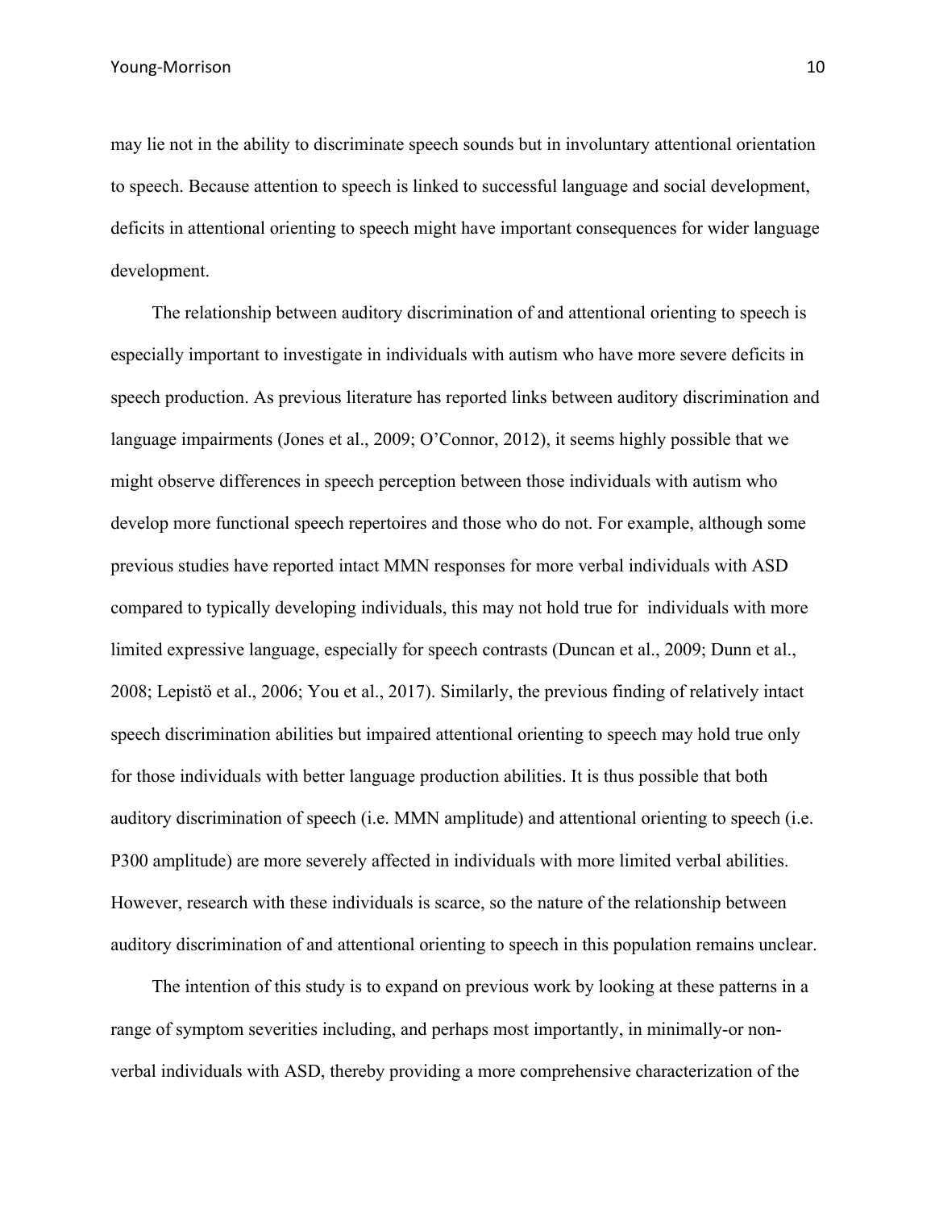may lie not in the ability to discriminate speech sounds but in involuntary attentional orientation to speech. Because attention to speech is linked to successful language and social development, deficits in attentional orienting to speech might have important consequences for wider language development.

The relationship between auditory discrimination of and attentional orienting to speech is especially important to investigate in individuals with autism who have more severe deficits in speech production. As previous literature has reported links between auditory discrimination and language impairments (Jones et al., 2009; O'Connor, 2012), it seems highly possible that we might observe differences in speech perception between those individuals with autism who develop more functional speech repertoires and those who do not. For example, although some previous studies have reported intact MMN responses for more verbal individuals with ASD compared to typically developing individuals, this may not hold true for individuals with more limited expressive language, especially for speech contrasts (Duncan et al., 2009; Dunn et al., 2008; Lepistö et al., 2006; You et al., 2017). Similarly, the previous finding of relatively intact speech discrimination abilities but impaired attentional orienting to speech may hold true only for those individuals with better language production abilities. It is thus possible that both auditory discrimination of speech (i.e. MMN amplitude) and attentional orienting to speech (i.e. P300 amplitude) are more severely affected in individuals with more limited verbal abilities. However, research with these individuals is scarce, so the nature of the relationship between auditory discrimination of and attentional orienting to speech in this population remains unclear.

The intention of this study is to expand on previous work by looking at these patterns in a range of symptom severities including, and perhaps most importantly, in minimally-or non-verbal individuals with ASD, thereby providing a more comprehensive characterization of the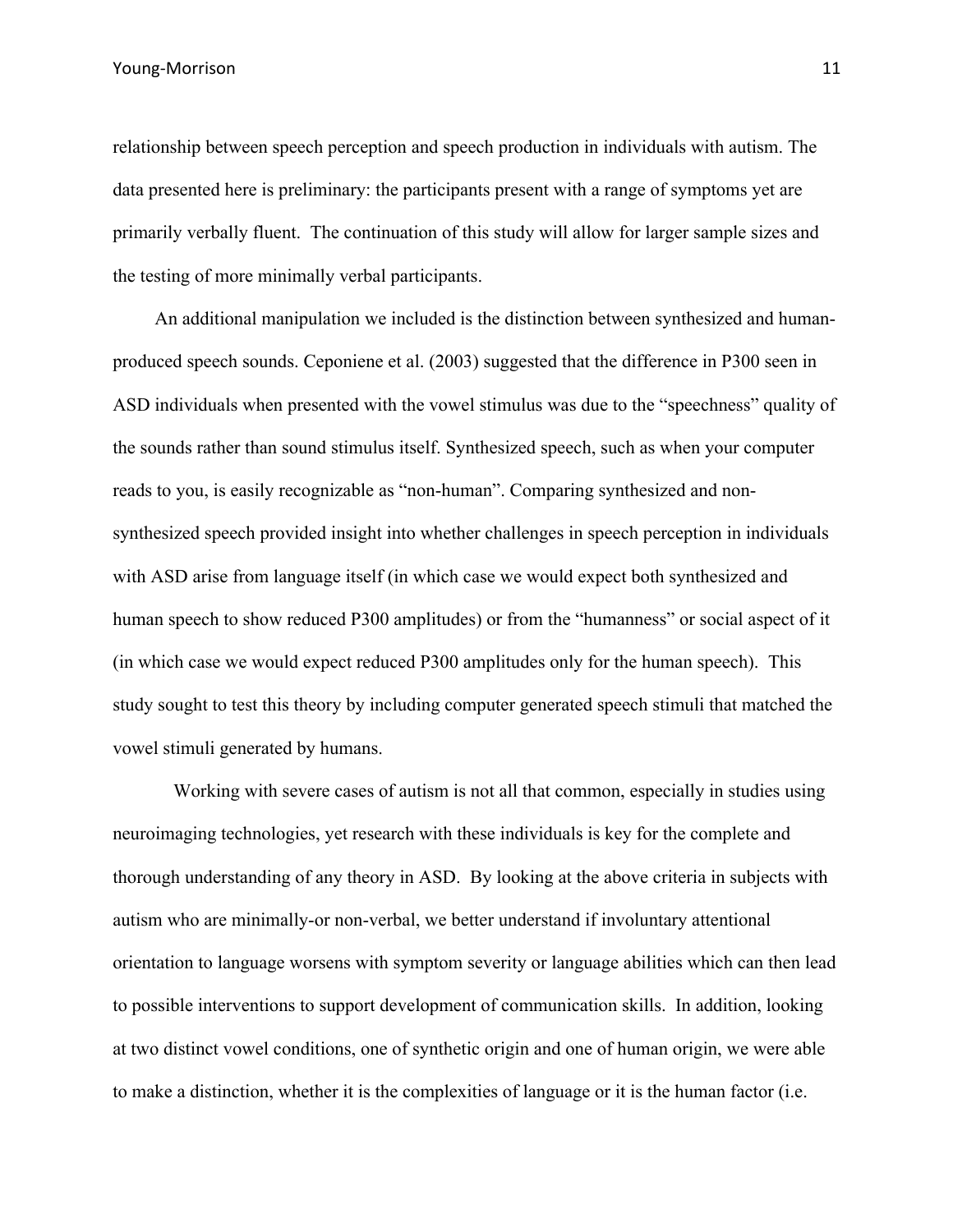relationship between speech perception and speech production in individuals with autism. The data presented here is preliminary: the participants present with a range of symptoms yet are primarily verbally fluent. The continuation of this study will allow for larger sample sizes and the testing of more minimally verbal participants.

An additional manipulation we included is the distinction between synthesized and human-produced speech sounds. Ceponiene et al. (2003) suggested that the difference in P300 seen in ASD individuals when presented with the vowel stimulus was due to the "speechness" quality of the sounds rather than sound stimulus itself. Synthesized speech, such as when your computer reads to you, is easily recognizable as "non-human". Comparing synthesized and non-synthesized speech provided insight into whether challenges in speech perception in individuals with ASD arise from language itself (in which case we would expect both synthesized and human speech to show reduced P300 amplitudes) or from the "humanness" or social aspect of it (in which case we would expect reduced P300 amplitudes only for the human speech). This study sought to test this theory by including computer generated speech stimuli that matched the vowel stimuli generated by humans.

Working with severe cases of autism is not all that common, especially in studies using neuroimaging technologies, yet research with these individuals is key for the complete and thorough understanding of any theory in ASD. By looking at the above criteria in subjects with autism who are minimally-or non-verbal, we better understand if involuntary attentional orientation to language worsens with symptom severity or language abilities which can then lead to possible interventions to support development of communication skills. In addition, looking at two distinct vowel conditions, one of synthetic origin and one of human origin, we were able to make a distinction, whether it is the complexities of language or it is the human factor (i.e.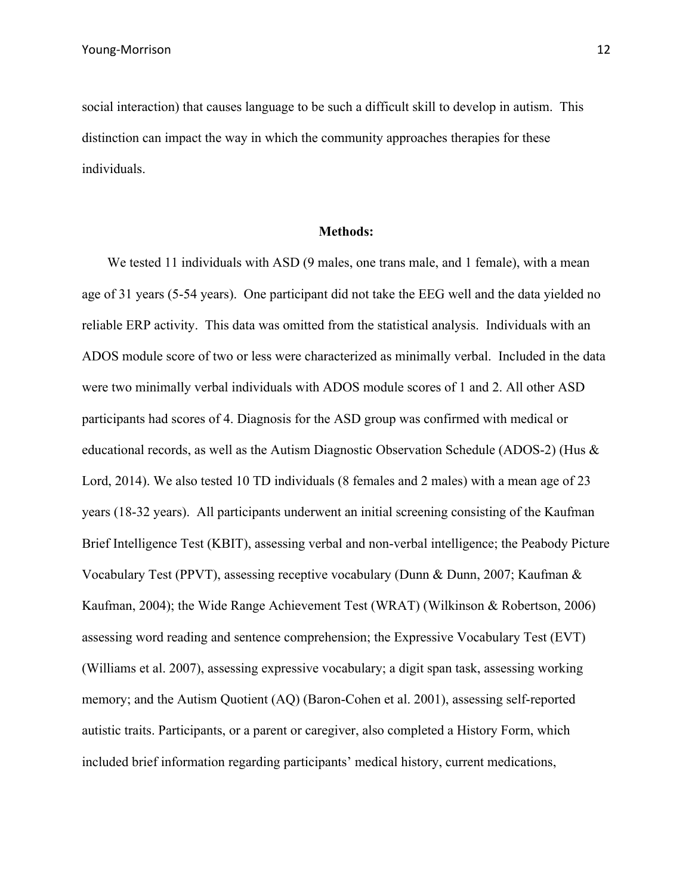social interaction) that causes language to be such a difficult skill to develop in autism. This distinction can impact the way in which the community approaches therapies for these individuals.

## Methods:

We tested 11 individuals with ASD (9 males, one trans male, and 1 female), with a mean age of 31 years (5-54 years). One participant did not take the EEG well and the data yielded no reliable ERP activity. This data was omitted from the statistical analysis. Individuals with an ADOS module score of two or less were characterized as minimally verbal. Included in the data were two minimally verbal individuals with ADOS module scores of 1 and 2. All other ASD participants had scores of 4. Diagnosis for the ASD group was confirmed with medical or educational records, as well as the Autism Diagnostic Observation Schedule (ADOS-2) (Hus & Lord, 2014). We also tested 10 TD individuals (8 females and 2 males) with a mean age of 23 years (18-32 years). All participants underwent an initial screening consisting of the Kaufman Brief Intelligence Test (KBIT), assessing verbal and non-verbal intelligence; the Peabody Picture Vocabulary Test (PPVT), assessing receptive vocabulary (Dunn & Dunn, 2007; Kaufman & Kaufman, 2004); the Wide Range Achievement Test (WRAT) (Wilkinson & Robertson, 2006) assessing word reading and sentence comprehension; the Expressive Vocabulary Test (EVT) (Williams et al. 2007), assessing expressive vocabulary; a digit span task, assessing working memory; and the Autism Quotient (AQ) (Baron-Cohen et al. 2001), assessing self-reported autistic traits. Participants, or a parent or caregiver, also completed a History Form, which included brief information regarding participants' medical history, current medications,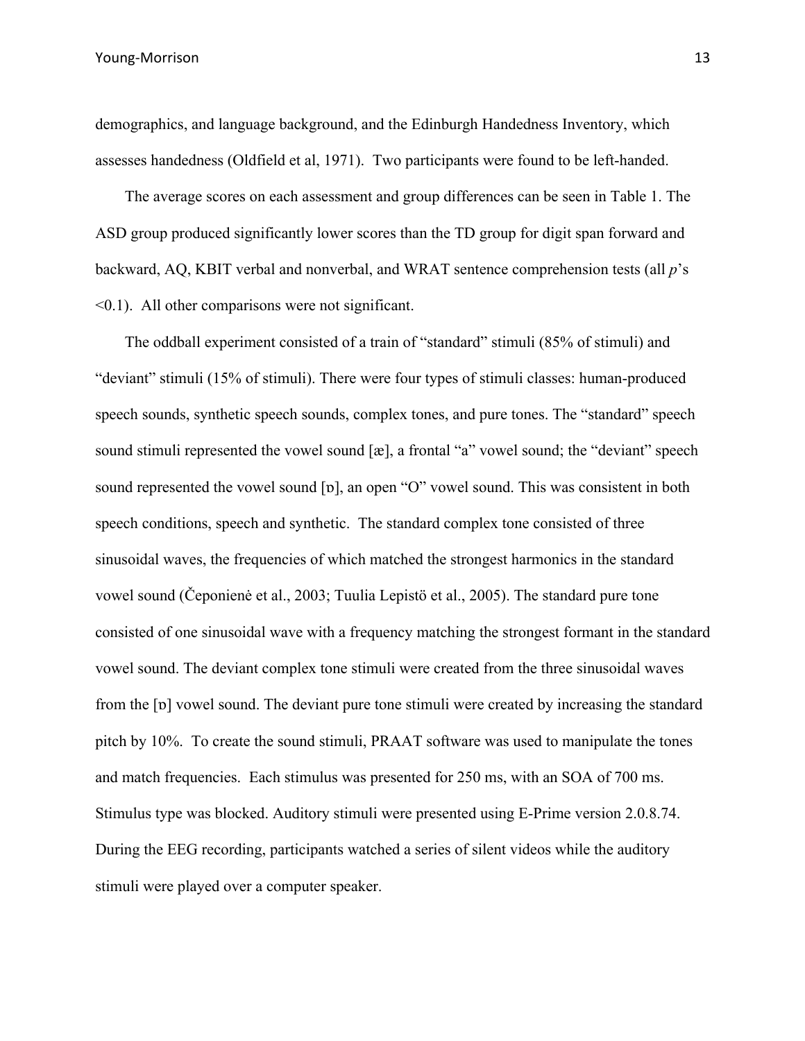demographics, and language background, and the Edinburgh Handedness Inventory, which assesses handedness (Oldfield et al, 1971). Two participants were found to be left-handed.

The average scores on each assessment and group differences can be seen in Table 1. The ASD group produced significantly lower scores than the TD group for digit span forward and backward, AQ, KBIT verbal and nonverbal, and WRAT sentence comprehension tests (all *p*'s <0.1). All other comparisons were not significant.

The oddball experiment consisted of a train of "standard" stimuli (85% of stimuli) and "deviant" stimuli (15% of stimuli). There were four types of stimuli classes: human-produced speech sounds, synthetic speech sounds, complex tones, and pure tones. The "standard" speech sound stimuli represented the vowel sound [æ], a frontal "a" vowel sound; the "deviant" speech sound represented the vowel sound [ɒ], an open "O" vowel sound. This was consistent in both speech conditions, speech and synthetic. The standard complex tone consisted of three sinusoidal waves, the frequencies of which matched the strongest harmonics in the standard vowel sound (Čeponienė et al., 2003; Tuulia Lepistö et al., 2005). The standard pure tone consisted of one sinusoidal wave with a frequency matching the strongest formant in the standard vowel sound. The deviant complex tone stimuli were created from the three sinusoidal waves from the [ɒ] vowel sound. The deviant pure tone stimuli were created by increasing the standard pitch by 10%. To create the sound stimuli, PRAAT software was used to manipulate the tones and match frequencies. Each stimulus was presented for 250 ms, with an SOA of 700 ms. Stimulus type was blocked. Auditory stimuli were presented using E-Prime version 2.0.8.74. During the EEG recording, participants watched a series of silent videos while the auditory stimuli were played over a computer speaker.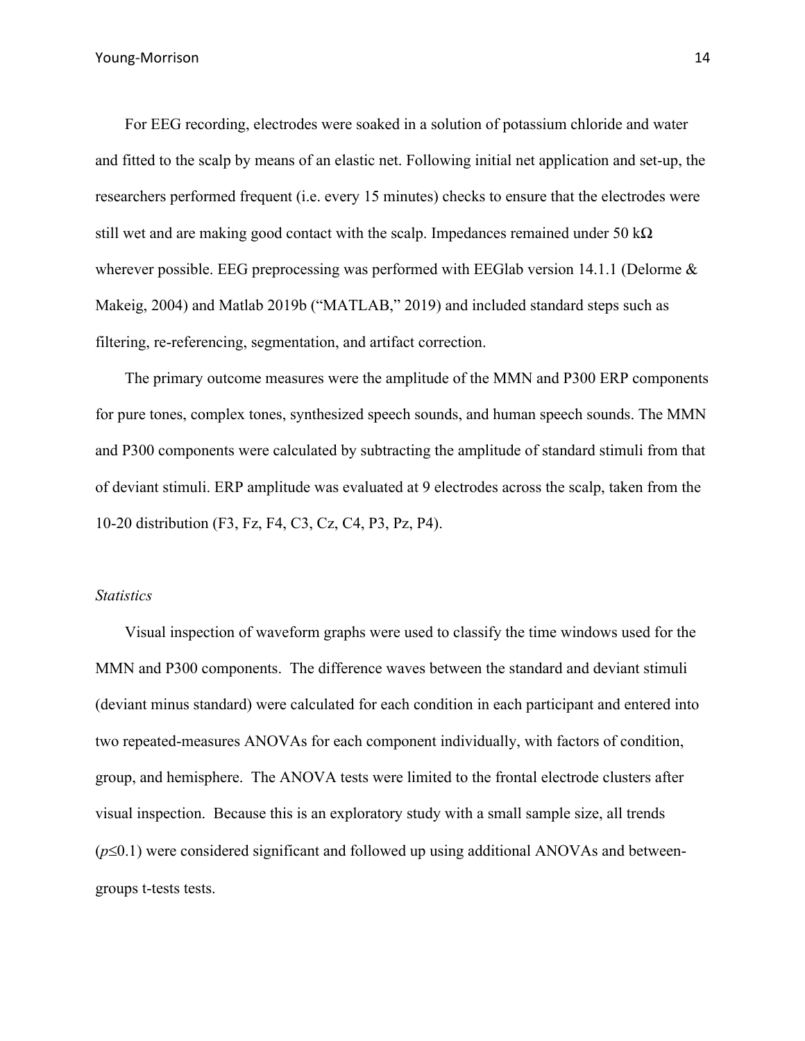For EEG recording, electrodes were soaked in a solution of potassium chloride and water and fitted to the scalp by means of an elastic net. Following initial net application and set-up, the researchers performed frequent (i.e. every 15 minutes) checks to ensure that the electrodes were still wet and are making good contact with the scalp. Impedances remained under 50 kΩ wherever possible. EEG preprocessing was performed with EEGlab version 14.1.1 (Delorme & Makeig, 2004) and Matlab 2019b ("MATLAB," 2019) and included standard steps such as filtering, re-referencing, segmentation, and artifact correction.

The primary outcome measures were the amplitude of the MMN and P300 ERP components for pure tones, complex tones, synthesized speech sounds, and human speech sounds. The MMN and P300 components were calculated by subtracting the amplitude of standard stimuli from that of deviant stimuli. ERP amplitude was evaluated at 9 electrodes across the scalp, taken from the 10-20 distribution (F3, Fz, F4, C3, Cz, C4, P3, Pz, P4).

*Statistics*

Visual inspection of waveform graphs were used to classify the time windows used for the MMN and P300 components. The difference waves between the standard and deviant stimuli (deviant minus standard) were calculated for each condition in each participant and entered into two repeated-measures ANOVAs for each component individually, with factors of condition, group, and hemisphere. The ANOVA tests were limited to the frontal electrode clusters after visual inspection. Because this is an exploratory study with a small sample size, all trends ($p \leq 0.1$) were considered significant and followed up using additional ANOVAs and between-groups t-tests tests.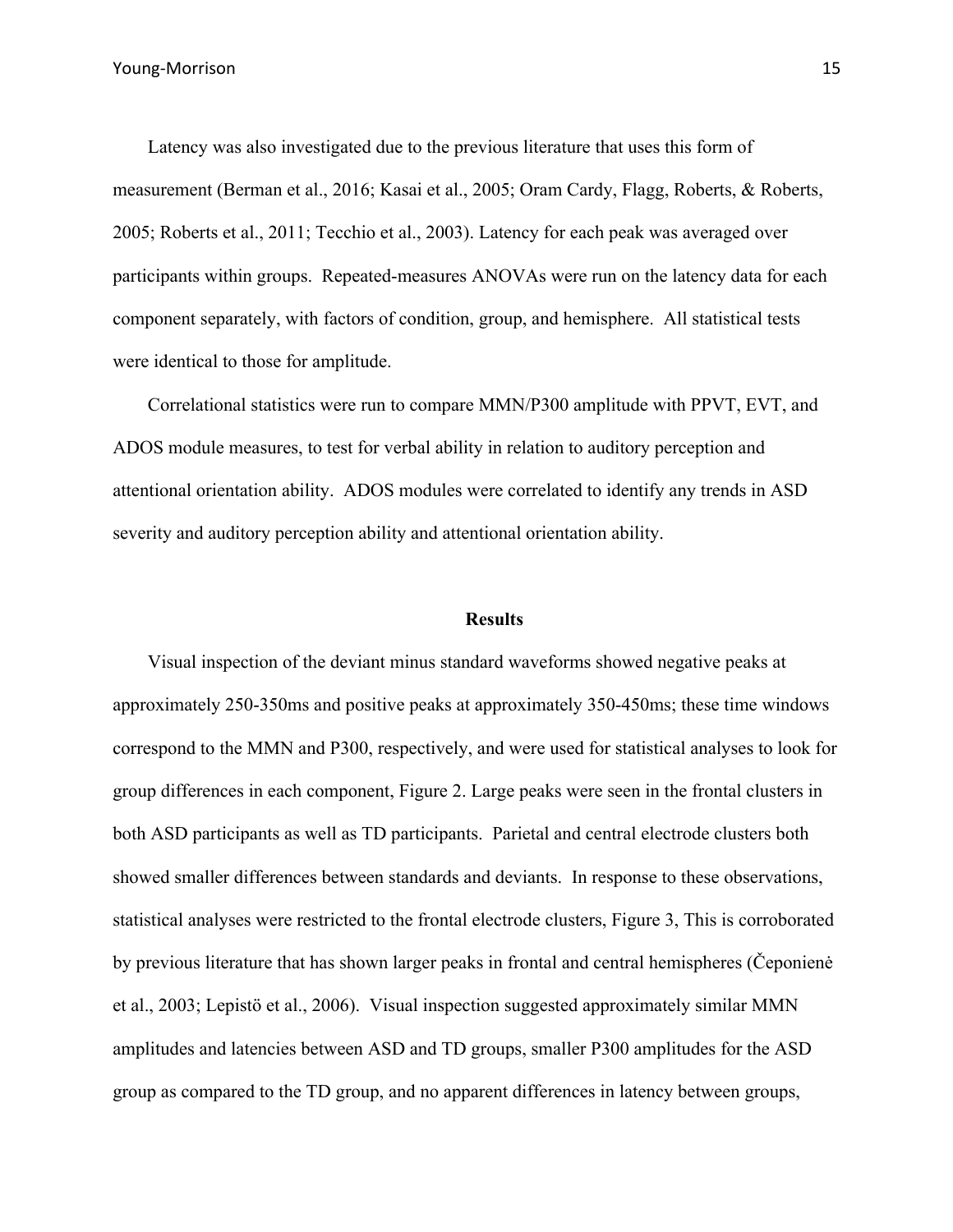Latency was also investigated due to the previous literature that uses this form of measurement (Berman et al., 2016; Kasai et al., 2005; Oram Cardy, Flagg, Roberts, & Roberts, 2005; Roberts et al., 2011; Tecchio et al., 2003). Latency for each peak was averaged over participants within groups. Repeated-measures ANOVAs were run on the latency data for each component separately, with factors of condition, group, and hemisphere. All statistical tests were identical to those for amplitude.

Correlational statistics were run to compare MMN/P300 amplitude with PPVT, EVT, and ADOS module measures, to test for verbal ability in relation to auditory perception and attentional orientation ability. ADOS modules were correlated to identify any trends in ASD severity and auditory perception ability and attentional orientation ability.

## Results

Visual inspection of the deviant minus standard waveforms showed negative peaks at approximately 250-350ms and positive peaks at approximately 350-450ms; these time windows correspond to the MMN and P300, respectively, and were used for statistical analyses to look for group differences in each component, Figure 2. Large peaks were seen in the frontal clusters in both ASD participants as well as TD participants. Parietal and central electrode clusters both showed smaller differences between standards and deviants. In response to these observations, statistical analyses were restricted to the frontal electrode clusters, Figure 3, This is corroborated by previous literature that has shown larger peaks in frontal and central hemispheres (Čeponienė et al., 2003; Lepistö et al., 2006). Visual inspection suggested approximately similar MMN amplitudes and latencies between ASD and TD groups, smaller P300 amplitudes for the ASD group as compared to the TD group, and no apparent differences in latency between groups,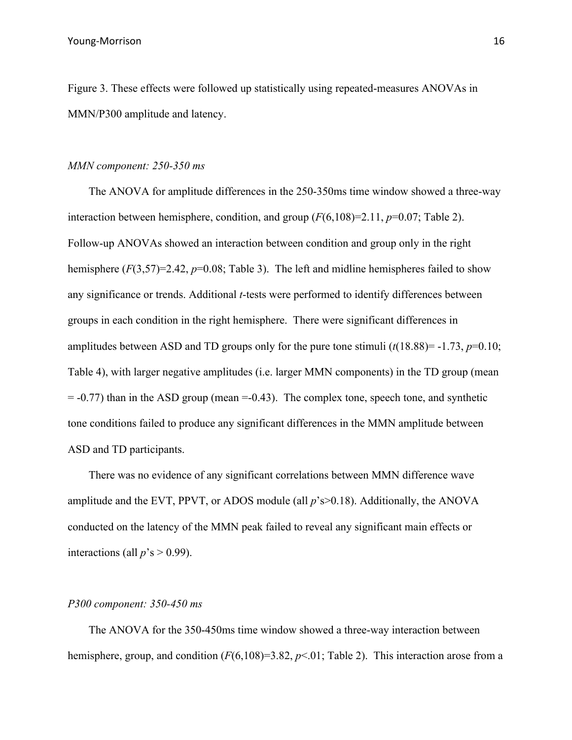Figure 3. These effects were followed up statistically using repeated-measures ANOVAs in MMN/P300 amplitude and latency.

*MMN component: 250-350 ms*

The ANOVA for amplitude differences in the 250-350ms time window showed a three-way interaction between hemisphere, condition, and group ($F(6,108)=2.11$, $p=0.07$; Table 2). Follow-up ANOVAs showed an interaction between condition and group only in the right hemisphere ($F(3,57)=2.42$, $p=0.08$; Table 3). The left and midline hemispheres failed to show any significance or trends. Additional *t*-tests were performed to identify differences between groups in each condition in the right hemisphere. There were significant differences in amplitudes between ASD and TD groups only for the pure tone stimuli ($t(18.88)= -1.73$, $p=0.10$; Table 4), with larger negative amplitudes (i.e. larger MMN components) in the TD group (mean = -0.77) than in the ASD group (mean =-0.43). The complex tone, speech tone, and synthetic tone conditions failed to produce any significant differences in the MMN amplitude between ASD and TD participants.

There was no evidence of any significant correlations between MMN difference wave amplitude and the EVT, PPVT, or ADOS module (all $p$'s>0.18). Additionally, the ANOVA conducted on the latency of the MMN peak failed to reveal any significant main effects or interactions (all $p$'s > 0.99).

*P300 component: 350-450 ms*

The ANOVA for the 350-450ms time window showed a three-way interaction between hemisphere, group, and condition ($F(6,108)=3.82$, $p<.01$; Table 2). This interaction arose from a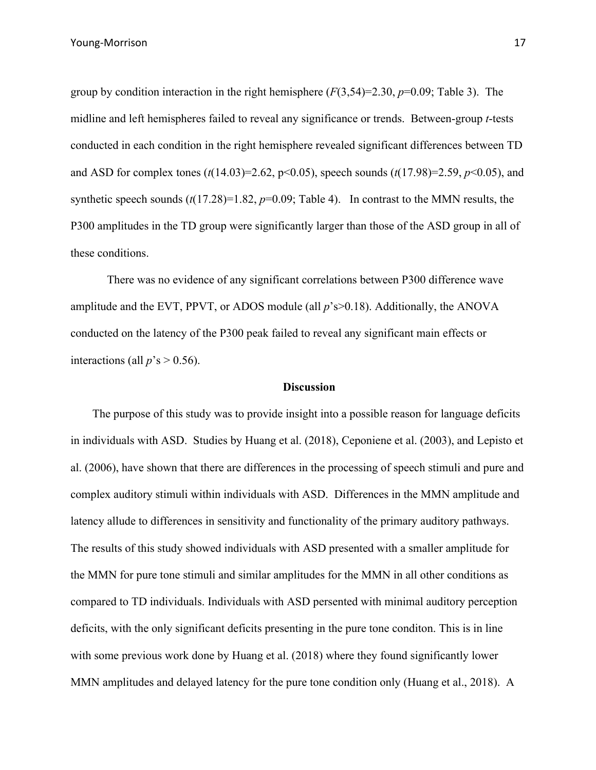group by condition interaction in the right hemisphere ($F(3,54)=2.30$, $p=0.09$; Table 3). The midline and left hemispheres failed to reveal any significance or trends. Between-group *t*-tests conducted in each condition in the right hemisphere revealed significant differences between TD and ASD for complex tones ($t(14.03)=2.62$, $p<0.05$), speech sounds ($t(17.98)=2.59$, $p<0.05$), and synthetic speech sounds ($t(17.28)=1.82$, $p=0.09$; Table 4). In contrast to the MMN results, the P300 amplitudes in the TD group were significantly larger than those of the ASD group in all of these conditions.

There was no evidence of any significant correlations between P300 difference wave amplitude and the EVT, PPVT, or ADOS module (all $p$'s$>0.18$). Additionally, the ANOVA conducted on the latency of the P300 peak failed to reveal any significant main effects or interactions (all $p$'s $> 0.56$).

## Discussion

The purpose of this study was to provide insight into a possible reason for language deficits in individuals with ASD. Studies by Huang et al. (2018), Ceponiene et al. (2003), and Lepisto et al. (2006), have shown that there are differences in the processing of speech stimuli and pure and complex auditory stimuli within individuals with ASD. Differences in the MMN amplitude and latency allude to differences in sensitivity and functionality of the primary auditory pathways. The results of this study showed individuals with ASD presented with a smaller amplitude for the MMN for pure tone stimuli and similar amplitudes for the MMN in all other conditions as compared to TD individuals. Individuals with ASD persented with minimal auditory perception deficits, with the only significant deficits presenting in the pure tone conditon. This is in line with some previous work done by Huang et al. (2018) where they found significantly lower MMN amplitudes and delayed latency for the pure tone condition only (Huang et al., 2018). A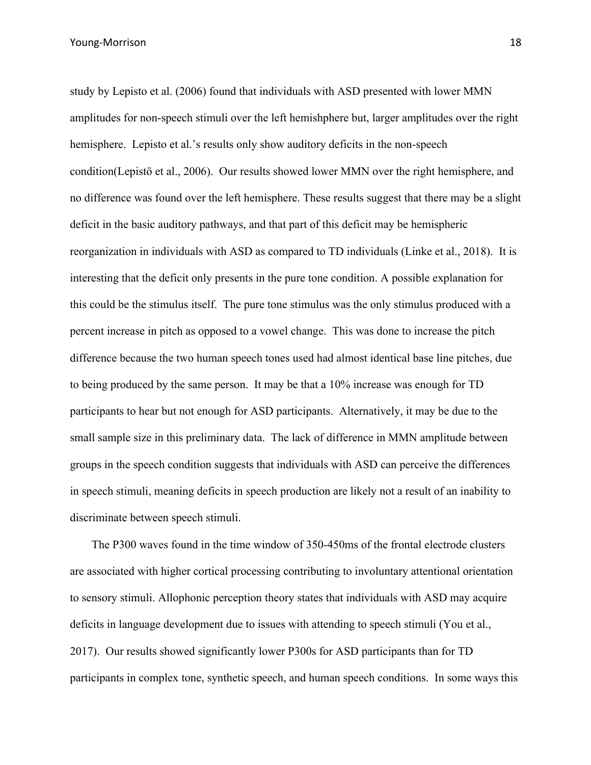study by Lepisto et al. (2006) found that individuals with ASD presented with lower MMN amplitudes for non-speech stimuli over the left hemishphere but, larger amplitudes over the right hemisphere. Lepisto et al.'s results only show auditory deficits in the non-speech condition(Lepistö et al., 2006). Our results showed lower MMN over the right hemisphere, and no difference was found over the left hemisphere. These results suggest that there may be a slight deficit in the basic auditory pathways, and that part of this deficit may be hemispheric reorganization in individuals with ASD as compared to TD individuals (Linke et al., 2018). It is interesting that the deficit only presents in the pure tone condition. A possible explanation for this could be the stimulus itself. The pure tone stimulus was the only stimulus produced with a percent increase in pitch as opposed to a vowel change. This was done to increase the pitch difference because the two human speech tones used had almost identical base line pitches, due to being produced by the same person. It may be that a 10% increase was enough for TD participants to hear but not enough for ASD participants. Alternatively, it may be due to the small sample size in this preliminary data. The lack of difference in MMN amplitude between groups in the speech condition suggests that individuals with ASD can perceive the differences in speech stimuli, meaning deficits in speech production are likely not a result of an inability to discriminate between speech stimuli.

The P300 waves found in the time window of 350-450ms of the frontal electrode clusters are associated with higher cortical processing contributing to involuntary attentional orientation to sensory stimuli. Allophonic perception theory states that individuals with ASD may acquire deficits in language development due to issues with attending to speech stimuli (You et al., 2017). Our results showed significantly lower P300s for ASD participants than for TD participants in complex tone, synthetic speech, and human speech conditions. In some ways this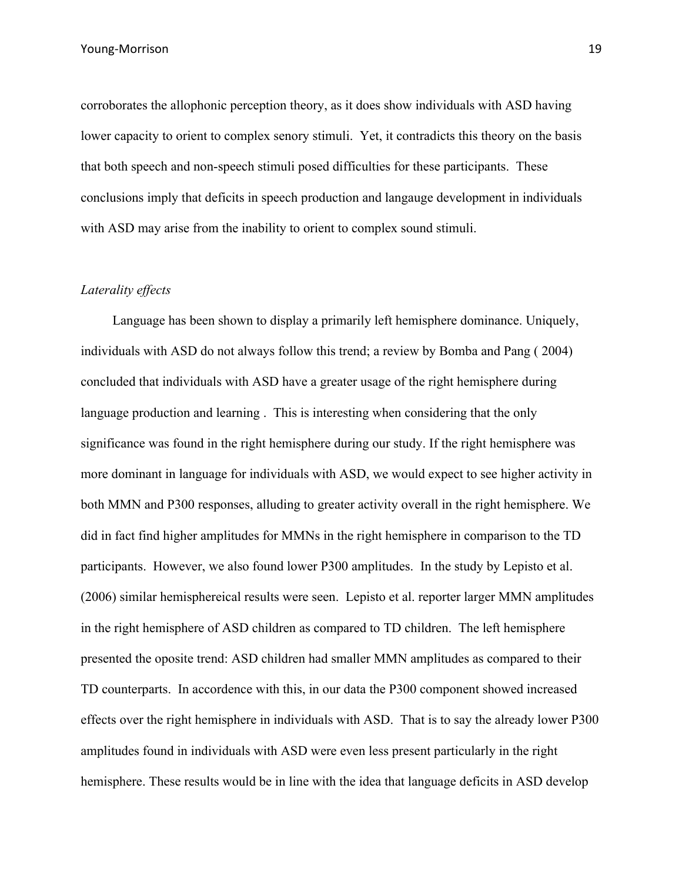corroborates the allophonic perception theory, as it does show individuals with ASD having lower capacity to orient to complex senory stimuli. Yet, it contradicts this theory on the basis that both speech and non-speech stimuli posed difficulties for these participants. These conclusions imply that deficits in speech production and langauge development in individuals with ASD may arise from the inability to orient to complex sound stimuli.

*Laterality effects*

Language has been shown to display a primarily left hemisphere dominance. Uniquely, individuals with ASD do not always follow this trend; a review by Bomba and Pang ( 2004) concluded that individuals with ASD have a greater usage of the right hemisphere during language production and learning . This is interesting when considering that the only significance was found in the right hemisphere during our study. If the right hemisphere was more dominant in language for individuals with ASD, we would expect to see higher activity in both MMN and P300 responses, alluding to greater activity overall in the right hemisphere. We did in fact find higher amplitudes for MMNs in the right hemisphere in comparison to the TD participants. However, we also found lower P300 amplitudes. In the study by Lepisto et al. (2006) similar hemisphereical results were seen. Lepisto et al. reporter larger MMN amplitudes in the right hemisphere of ASD children as compared to TD children. The left hemisphere presented the oposite trend: ASD children had smaller MMN amplitudes as compared to their TD counterparts. In accordence with this, in our data the P300 component showed increased effects over the right hemisphere in individuals with ASD. That is to say the already lower P300 amplitudes found in individuals with ASD were even less present particularly in the right hemisphere. These results would be in line with the idea that language deficits in ASD develop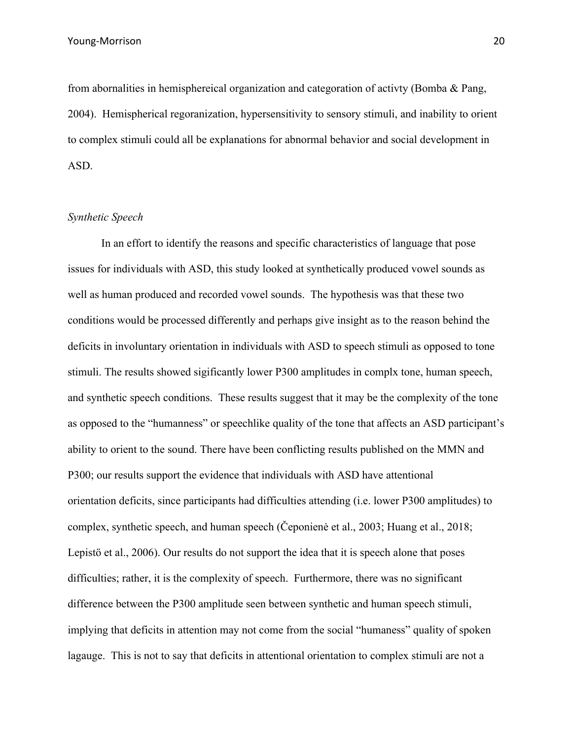from abornalities in hemisphereical organization and categoration of activty (Bomba & Pang, 2004). Hemispherical regoranization, hypersensitivity to sensory stimuli, and inability to orient to complex stimuli could all be explanations for abnormal behavior and social development in ASD.

*Synthetic Speech*

In an effort to identify the reasons and specific characteristics of language that pose issues for individuals with ASD, this study looked at synthetically produced vowel sounds as well as human produced and recorded vowel sounds. The hypothesis was that these two conditions would be processed differently and perhaps give insight as to the reason behind the deficits in involuntary orientation in individuals with ASD to speech stimuli as opposed to tone stimuli. The results showed sigificantly lower P300 amplitudes in complx tone, human speech, and synthetic speech conditions. These results suggest that it may be the complexity of the tone as opposed to the "humanness" or speechlike quality of the tone that affects an ASD participant's ability to orient to the sound. There have been conflicting results published on the MMN and P300; our results support the evidence that individuals with ASD have attentional orientation deficits, since participants had difficulties attending (i.e. lower P300 amplitudes) to complex, synthetic speech, and human speech (Čeponienė et al., 2003; Huang et al., 2018; Lepistö et al., 2006). Our results do not support the idea that it is speech alone that poses difficulties; rather, it is the complexity of speech. Furthermore, there was no significant difference between the P300 amplitude seen between synthetic and human speech stimuli, implying that deficits in attention may not come from the social "humaness" quality of spoken lagauge. This is not to say that deficits in attentional orientation to complex stimuli are not a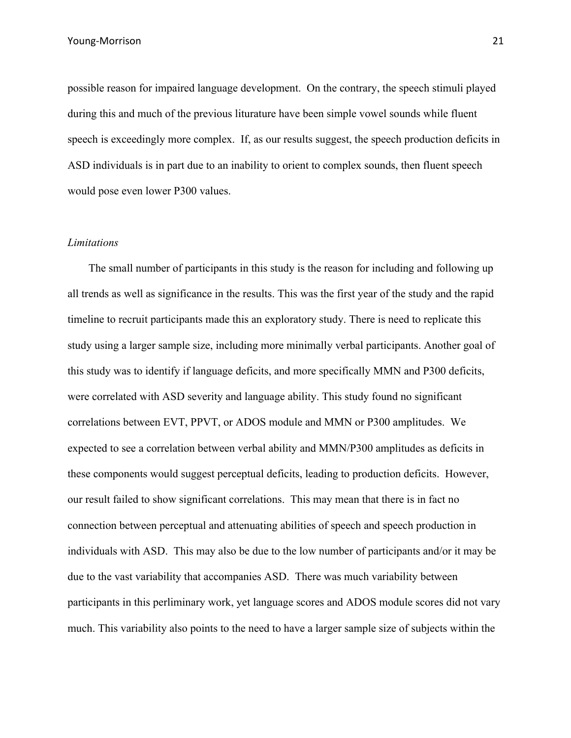possible reason for impaired language development. On the contrary, the speech stimuli played during this and much of the previous liturature have been simple vowel sounds while fluent speech is exceedingly more complex. If, as our results suggest, the speech production deficits in ASD individuals is in part due to an inability to orient to complex sounds, then fluent speech would pose even lower P300 values.

*Limitations*

The small number of participants in this study is the reason for including and following up all trends as well as significance in the results. This was the first year of the study and the rapid timeline to recruit participants made this an exploratory study. There is need to replicate this study using a larger sample size, including more minimally verbal participants. Another goal of this study was to identify if language deficits, and more specifically MMN and P300 deficits, were correlated with ASD severity and language ability. This study found no significant correlations between EVT, PPVT, or ADOS module and MMN or P300 amplitudes. We expected to see a correlation between verbal ability and MMN/P300 amplitudes as deficits in these components would suggest perceptual deficits, leading to production deficits. However, our result failed to show significant correlations. This may mean that there is in fact no connection between perceptual and attenuating abilities of speech and speech production in individuals with ASD. This may also be due to the low number of participants and/or it may be due to the vast variability that accompanies ASD. There was much variability between participants in this perliminary work, yet language scores and ADOS module scores did not vary much. This variability also points to the need to have a larger sample size of subjects within the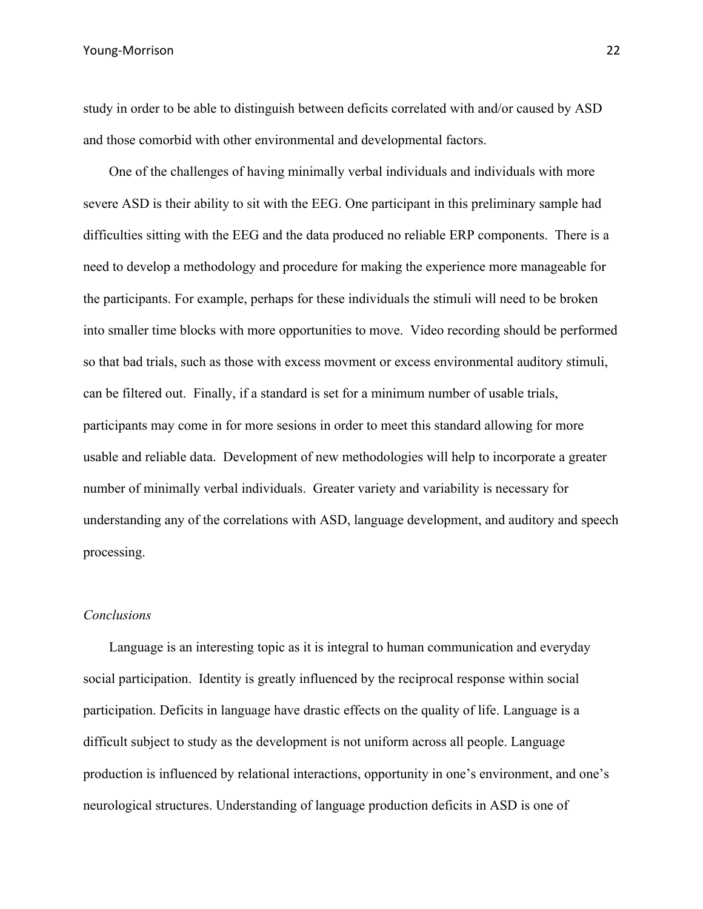study in order to be able to distinguish between deficits correlated with and/or caused by ASD and those comorbid with other environmental and developmental factors.

One of the challenges of having minimally verbal individuals and individuals with more severe ASD is their ability to sit with the EEG. One participant in this preliminary sample had difficulties sitting with the EEG and the data produced no reliable ERP components. There is a need to develop a methodology and procedure for making the experience more manageable for the participants. For example, perhaps for these individuals the stimuli will need to be broken into smaller time blocks with more opportunities to move. Video recording should be performed so that bad trials, such as those with excess movment or excess environmental auditory stimuli, can be filtered out. Finally, if a standard is set for a minimum number of usable trials, participants may come in for more sesions in order to meet this standard allowing for more usable and reliable data. Development of new methodologies will help to incorporate a greater number of minimally verbal individuals. Greater variety and variability is necessary for understanding any of the correlations with ASD, language development, and auditory and speech processing.

*Conclusions*

Language is an interesting topic as it is integral to human communication and everyday social participation. Identity is greatly influenced by the reciprocal response within social participation. Deficits in language have drastic effects on the quality of life. Language is a difficult subject to study as the development is not uniform across all people. Language production is influenced by relational interactions, opportunity in one's environment, and one's neurological structures. Understanding of language production deficits in ASD is one of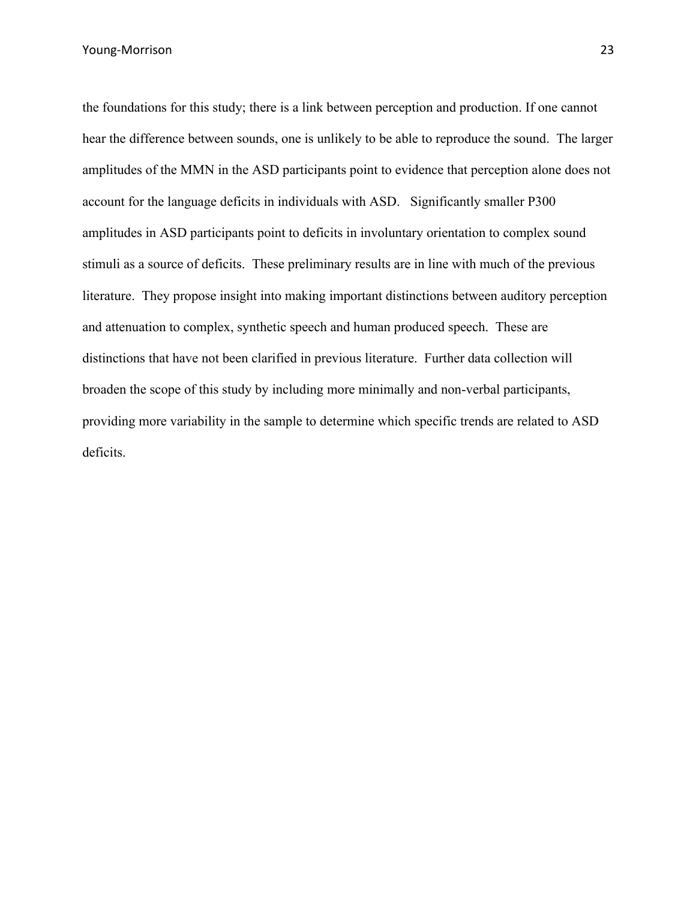the foundations for this study; there is a link between perception and production. If one cannot hear the difference between sounds, one is unlikely to be able to reproduce the sound. The larger amplitudes of the MMN in the ASD participants point to evidence that perception alone does not account for the language deficits in individuals with ASD. Significantly smaller P300 amplitudes in ASD participants point to deficits in involuntary orientation to complex sound stimuli as a source of deficits. These preliminary results are in line with much of the previous literature. They propose insight into making important distinctions between auditory perception and attenuation to complex, synthetic speech and human produced speech. These are distinctions that have not been clarified in previous literature. Further data collection will broaden the scope of this study by including more minimally and non-verbal participants, providing more variability in the sample to determine which specific trends are related to ASD deficits.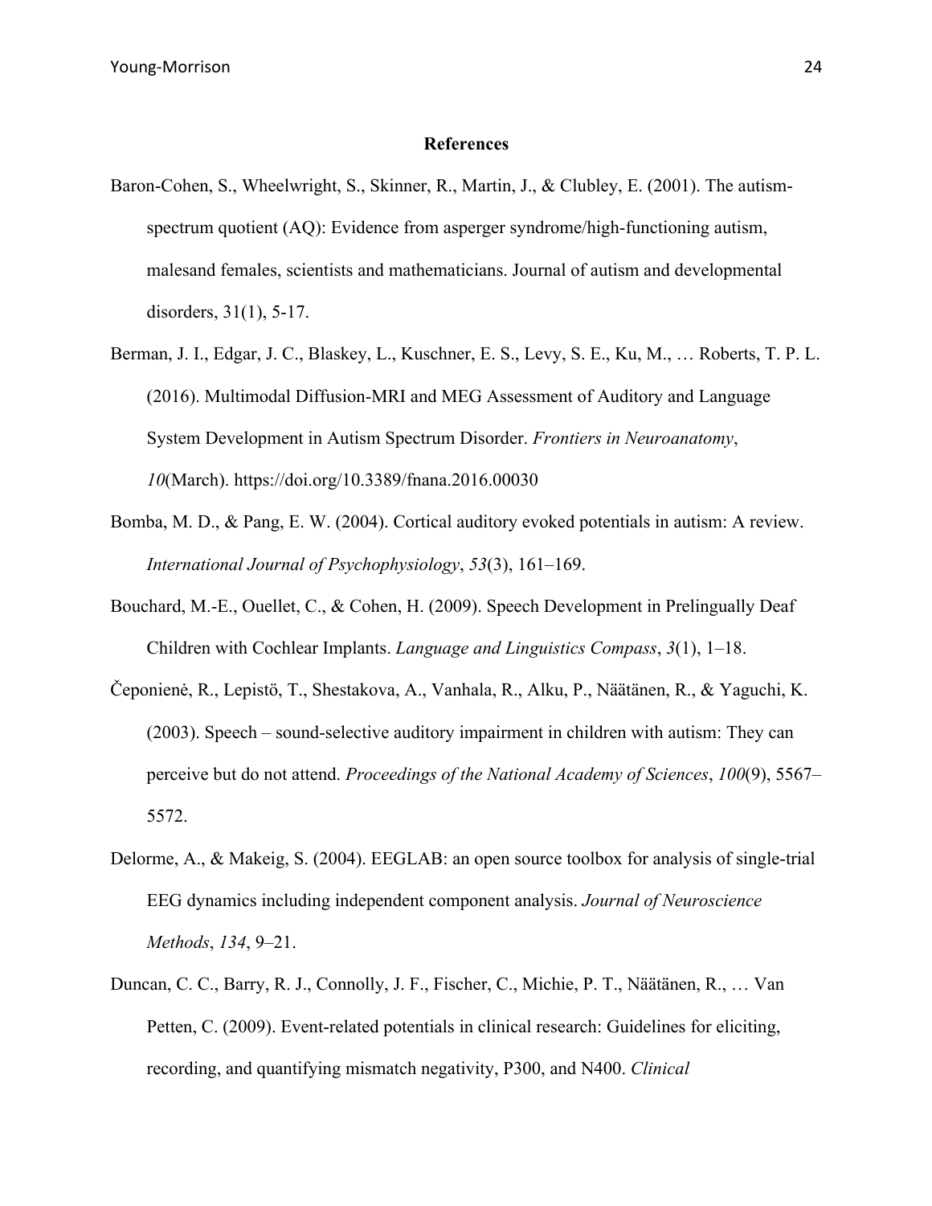# References

Baron-Cohen, S., Wheelwright, S., Skinner, R., Martin, J., & Clubley, E. (2001). The autism-spectrum quotient (AQ): Evidence from asperger syndrome/high-functioning autism, malesand females, scientists and mathematicians. Journal of autism and developmental disorders, 31(1), 5-17.

Berman, J. I., Edgar, J. C., Blaskey, L., Kuschner, E. S., Levy, S. E., Ku, M., … Roberts, T. P. L. (2016). Multimodal Diffusion-MRI and MEG Assessment of Auditory and Language System Development in Autism Spectrum Disorder. *Frontiers in Neuroanatomy*, *10*(March). https://doi.org/10.3389/fnana.2016.00030

Bomba, M. D., & Pang, E. W. (2004). Cortical auditory evoked potentials in autism: A review. *International Journal of Psychophysiology*, *53*(3), 161–169.

Bouchard, M.-E., Ouellet, C., & Cohen, H. (2009). Speech Development in Prelingually Deaf Children with Cochlear Implants. *Language and Linguistics Compass*, *3*(1), 1–18.

Čeponienė, R., Lepistö, T., Shestakova, A., Vanhala, R., Alku, P., Näätänen, R., & Yaguchi, K. (2003). Speech – sound-selective auditory impairment in children with autism: They can perceive but do not attend. *Proceedings of the National Academy of Sciences*, *100*(9), 5567–5572.

Delorme, A., & Makeig, S. (2004). EEGLAB: an open source toolbox for analysis of single-trial EEG dynamics including independent component analysis. *Journal of Neuroscience Methods*, *134*, 9–21.

Duncan, C. C., Barry, R. J., Connolly, J. F., Fischer, C., Michie, P. T., Näätänen, R., … Van Petten, C. (2009). Event-related potentials in clinical research: Guidelines for eliciting, recording, and quantifying mismatch negativity, P300, and N400. *Clinical*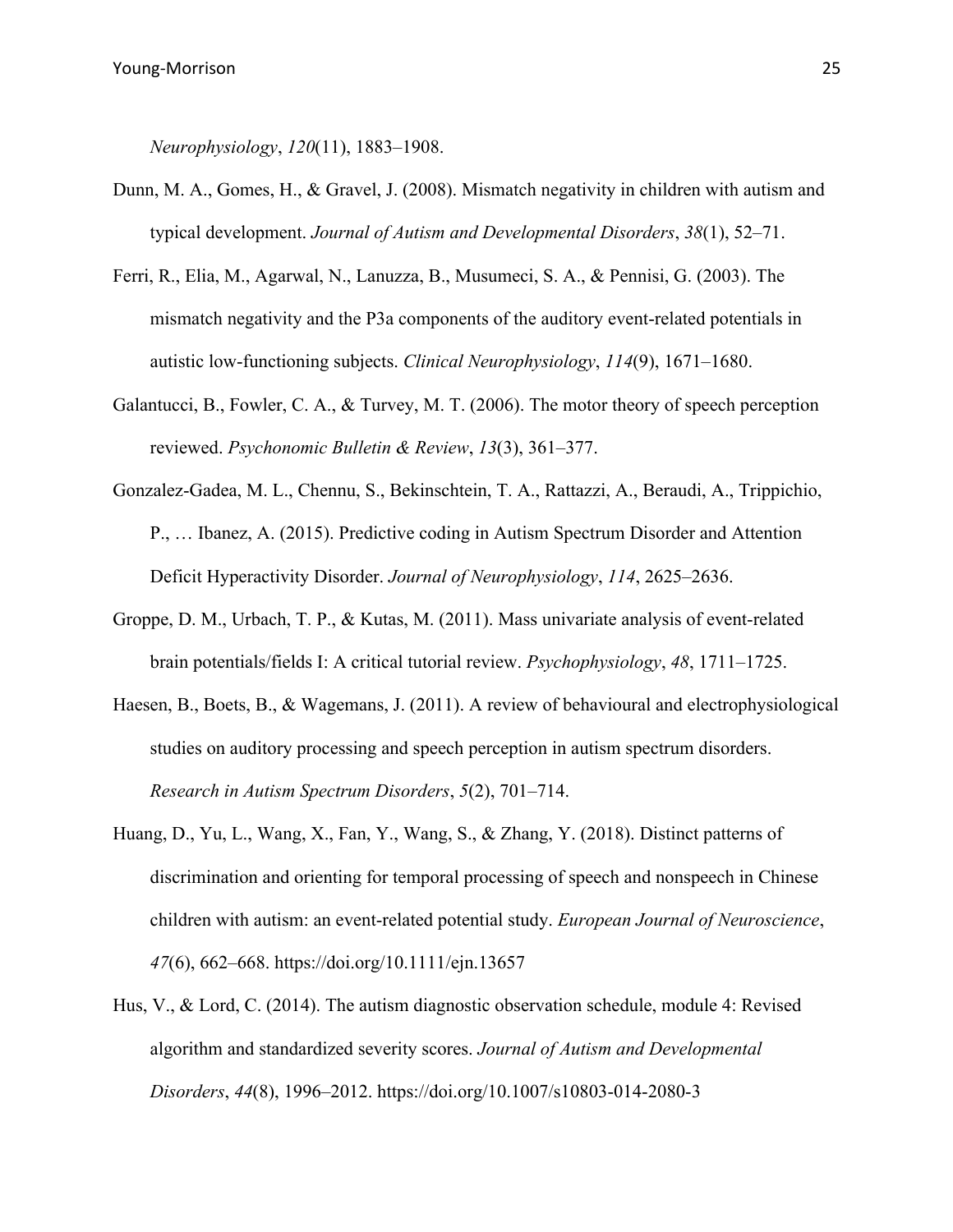*Neurophysiology*, *120*(11), 1883–1908.

Dunn, M. A., Gomes, H., & Gravel, J. (2008). Mismatch negativity in children with autism and typical development. *Journal of Autism and Developmental Disorders*, *38*(1), 52–71.

Ferri, R., Elia, M., Agarwal, N., Lanuzza, B., Musumeci, S. A., & Pennisi, G. (2003). The mismatch negativity and the P3a components of the auditory event-related potentials in autistic low-functioning subjects. *Clinical Neurophysiology*, *114*(9), 1671–1680.

Galantucci, B., Fowler, C. A., & Turvey, M. T. (2006). The motor theory of speech perception reviewed. *Psychonomic Bulletin & Review*, *13*(3), 361–377.

Gonzalez-Gadea, M. L., Chennu, S., Bekinschtein, T. A., Rattazzi, A., Beraudi, A., Trippichio, P., … Ibanez, A. (2015). Predictive coding in Autism Spectrum Disorder and Attention Deficit Hyperactivity Disorder. *Journal of Neurophysiology*, *114*, 2625–2636.

Groppe, D. M., Urbach, T. P., & Kutas, M. (2011). Mass univariate analysis of event-related brain potentials/fields I: A critical tutorial review. *Psychophysiology*, *48*, 1711–1725.

Haesen, B., Boets, B., & Wagemans, J. (2011). A review of behavioural and electrophysiological studies on auditory processing and speech perception in autism spectrum disorders. *Research in Autism Spectrum Disorders*, *5*(2), 701–714.

Huang, D., Yu, L., Wang, X., Fan, Y., Wang, S., & Zhang, Y. (2018). Distinct patterns of discrimination and orienting for temporal processing of speech and nonspeech in Chinese children with autism: an event-related potential study. *European Journal of Neuroscience*, *47*(6), 662–668. https://doi.org/10.1111/ejn.13657

Hus, V., & Lord, C. (2014). The autism diagnostic observation schedule, module 4: Revised algorithm and standardized severity scores. *Journal of Autism and Developmental Disorders*, *44*(8), 1996–2012. https://doi.org/10.1007/s10803-014-2080-3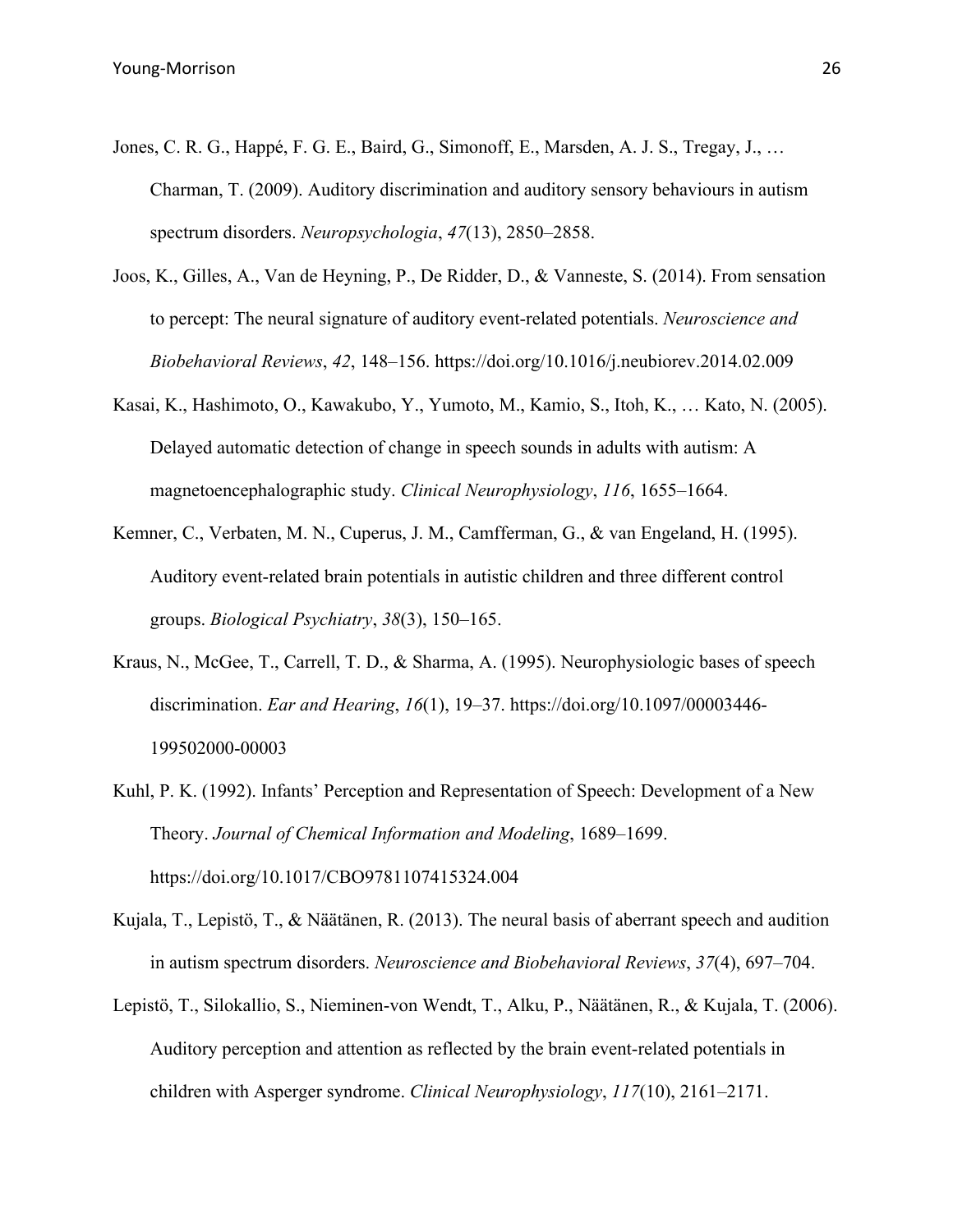Jones, C. R. G., Happé, F. G. E., Baird, G., Simonoff, E., Marsden, A. J. S., Tregay, J., … Charman, T. (2009). Auditory discrimination and auditory sensory behaviours in autism spectrum disorders. *Neuropsychologia*, *47*(13), 2850–2858.

Joos, K., Gilles, A., Van de Heyning, P., De Ridder, D., & Vanneste, S. (2014). From sensation to percept: The neural signature of auditory event-related potentials. *Neuroscience and Biobehavioral Reviews*, *42*, 148–156. https://doi.org/10.1016/j.neubiorev.2014.02.009

Kasai, K., Hashimoto, O., Kawakubo, Y., Yumoto, M., Kamio, S., Itoh, K., … Kato, N. (2005). Delayed automatic detection of change in speech sounds in adults with autism: A magnetoencephalographic study. *Clinical Neurophysiology*, *116*, 1655–1664.

Kemner, C., Verbaten, M. N., Cuperus, J. M., Camfferman, G., & van Engeland, H. (1995). Auditory event-related brain potentials in autistic children and three different control groups. *Biological Psychiatry*, *38*(3), 150–165.

Kraus, N., McGee, T., Carrell, T. D., & Sharma, A. (1995). Neurophysiologic bases of speech discrimination. *Ear and Hearing*, *16*(1), 19–37. https://doi.org/10.1097/00003446-199502000-00003

Kuhl, P. K. (1992). Infants' Perception and Representation of Speech: Development of a New Theory. *Journal of Chemical Information and Modeling*, 1689–1699. https://doi.org/10.1017/CBO9781107415324.004

Kujala, T., Lepistö, T., & Näätänen, R. (2013). The neural basis of aberrant speech and audition in autism spectrum disorders. *Neuroscience and Biobehavioral Reviews*, *37*(4), 697–704.

Lepistö, T., Silokallio, S., Nieminen-von Wendt, T., Alku, P., Näätänen, R., & Kujala, T. (2006). Auditory perception and attention as reflected by the brain event-related potentials in children with Asperger syndrome. *Clinical Neurophysiology*, *117*(10), 2161–2171.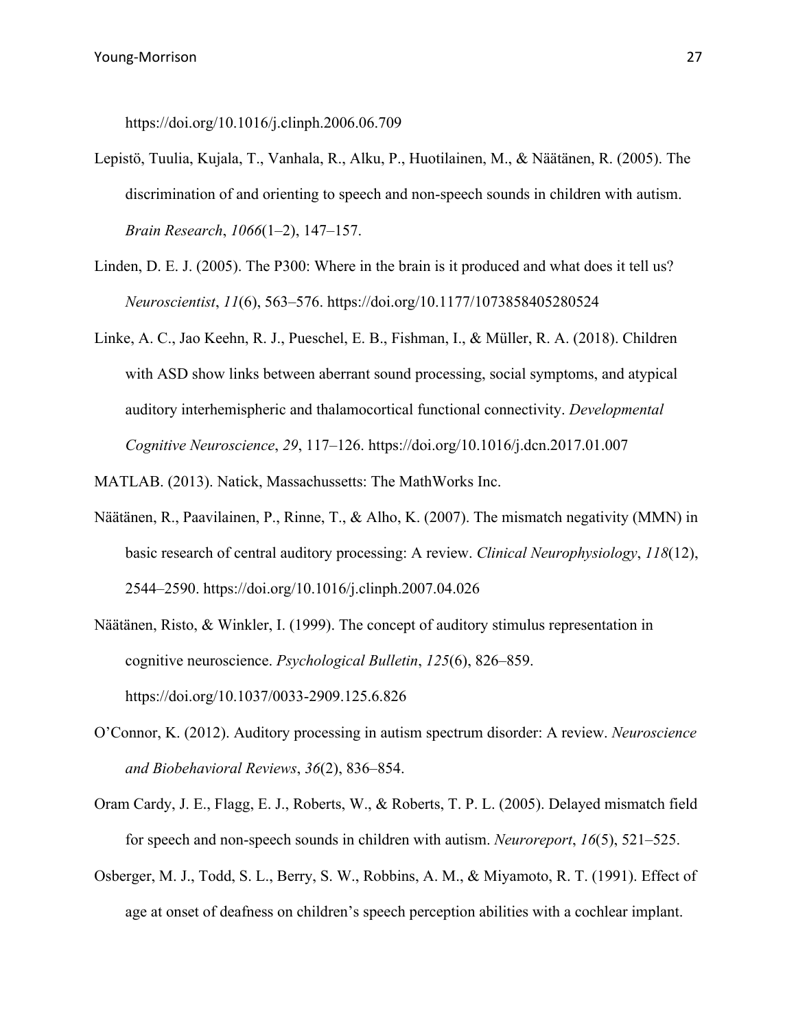https://doi.org/10.1016/j.clinph.2006.06.709

Lepistö, Tuulia, Kujala, T., Vanhala, R., Alku, P., Huotilainen, M., & Näätänen, R. (2005). The discrimination of and orienting to speech and non-speech sounds in children with autism. *Brain Research*, *1066*(1–2), 147–157.

Linden, D. E. J. (2005). The P300: Where in the brain is it produced and what does it tell us? *Neuroscientist*, *11*(6), 563–576. https://doi.org/10.1177/1073858405280524

Linke, A. C., Jao Keehn, R. J., Pueschel, E. B., Fishman, I., & Müller, R. A. (2018). Children with ASD show links between aberrant sound processing, social symptoms, and atypical auditory interhemispheric and thalamocortical functional connectivity. *Developmental Cognitive Neuroscience*, *29*, 117–126. https://doi.org/10.1016/j.dcn.2017.01.007

MATLAB. (2013). Natick, Massachussetts: The MathWorks Inc.

Näätänen, R., Paavilainen, P., Rinne, T., & Alho, K. (2007). The mismatch negativity (MMN) in basic research of central auditory processing: A review. *Clinical Neurophysiology*, *118*(12), 2544–2590. https://doi.org/10.1016/j.clinph.2007.04.026

Näätänen, Risto, & Winkler, I. (1999). The concept of auditory stimulus representation in cognitive neuroscience. *Psychological Bulletin*, *125*(6), 826–859. https://doi.org/10.1037/0033-2909.125.6.826

O'Connor, K. (2012). Auditory processing in autism spectrum disorder: A review. *Neuroscience and Biobehavioral Reviews*, *36*(2), 836–854.

Oram Cardy, J. E., Flagg, E. J., Roberts, W., & Roberts, T. P. L. (2005). Delayed mismatch field for speech and non-speech sounds in children with autism. *Neuroreport*, *16*(5), 521–525.

Osberger, M. J., Todd, S. L., Berry, S. W., Robbins, A. M., & Miyamoto, R. T. (1991). Effect of age at onset of deafness on children's speech perception abilities with a cochlear implant.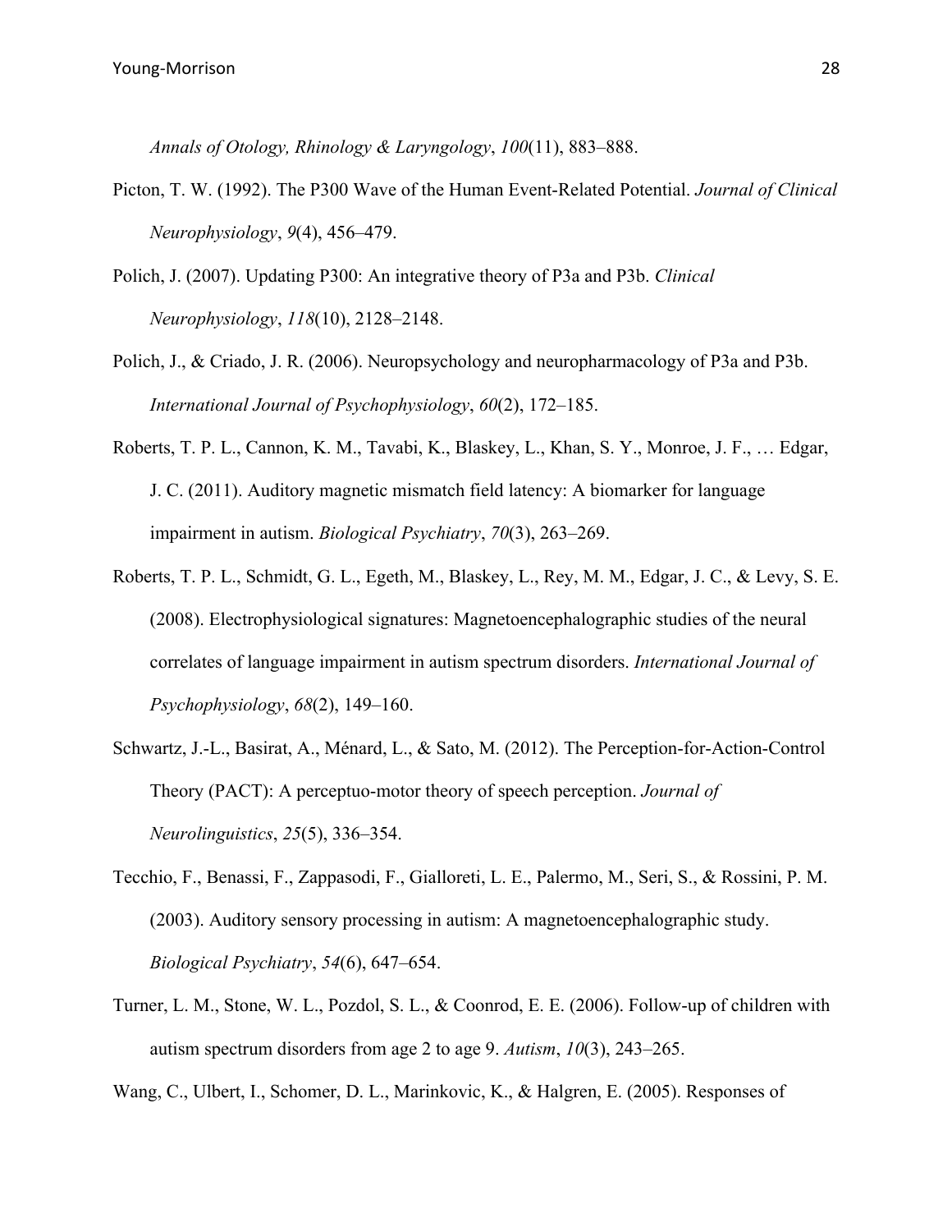*Annals of Otology, Rhinology & Laryngology*, *100*(11), 883–888.

Picton, T. W. (1992). The P300 Wave of the Human Event-Related Potential. *Journal of Clinical Neurophysiology*, *9*(4), 456–479.

Polich, J. (2007). Updating P300: An integrative theory of P3a and P3b. *Clinical Neurophysiology*, *118*(10), 2128–2148.

Polich, J., & Criado, J. R. (2006). Neuropsychology and neuropharmacology of P3a and P3b. *International Journal of Psychophysiology*, *60*(2), 172–185.

Roberts, T. P. L., Cannon, K. M., Tavabi, K., Blaskey, L., Khan, S. Y., Monroe, J. F., … Edgar, J. C. (2011). Auditory magnetic mismatch field latency: A biomarker for language impairment in autism. *Biological Psychiatry*, *70*(3), 263–269.

Roberts, T. P. L., Schmidt, G. L., Egeth, M., Blaskey, L., Rey, M. M., Edgar, J. C., & Levy, S. E. (2008). Electrophysiological signatures: Magnetoencephalographic studies of the neural correlates of language impairment in autism spectrum disorders. *International Journal of Psychophysiology*, *68*(2), 149–160.

Schwartz, J.-L., Basirat, A., Ménard, L., & Sato, M. (2012). The Perception-for-Action-Control Theory (PACT): A perceptuo-motor theory of speech perception. *Journal of Neurolinguistics*, *25*(5), 336–354.

Tecchio, F., Benassi, F., Zappasodi, F., Gialloreti, L. E., Palermo, M., Seri, S., & Rossini, P. M. (2003). Auditory sensory processing in autism: A magnetoencephalographic study. *Biological Psychiatry*, *54*(6), 647–654.

Turner, L. M., Stone, W. L., Pozdol, S. L., & Coonrod, E. E. (2006). Follow-up of children with autism spectrum disorders from age 2 to age 9. *Autism*, *10*(3), 243–265.

Wang, C., Ulbert, I., Schomer, D. L., Marinkovic, K., & Halgren, E. (2005). Responses of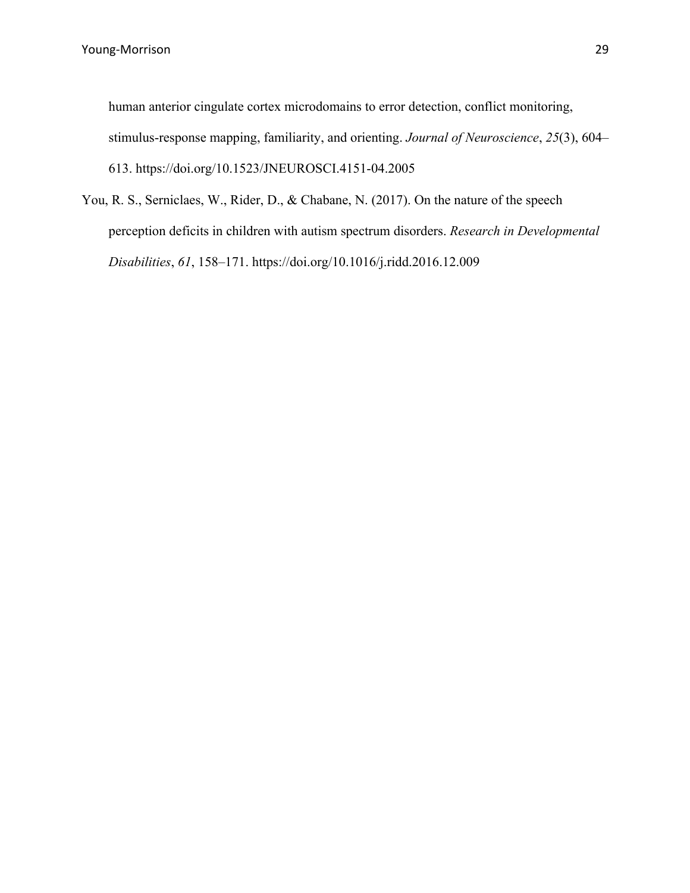human anterior cingulate cortex microdomains to error detection, conflict monitoring, stimulus-response mapping, familiarity, and orienting. *Journal of Neuroscience*, *25*(3), 604–613. https://doi.org/10.1523/JNEUROSCI.4151-04.2005

You, R. S., Serniclaes, W., Rider, D., & Chabane, N. (2017). On the nature of the speech perception deficits in children with autism spectrum disorders. *Research in Developmental Disabilities*, *61*, 158–171. https://doi.org/10.1016/j.ridd.2016.12.009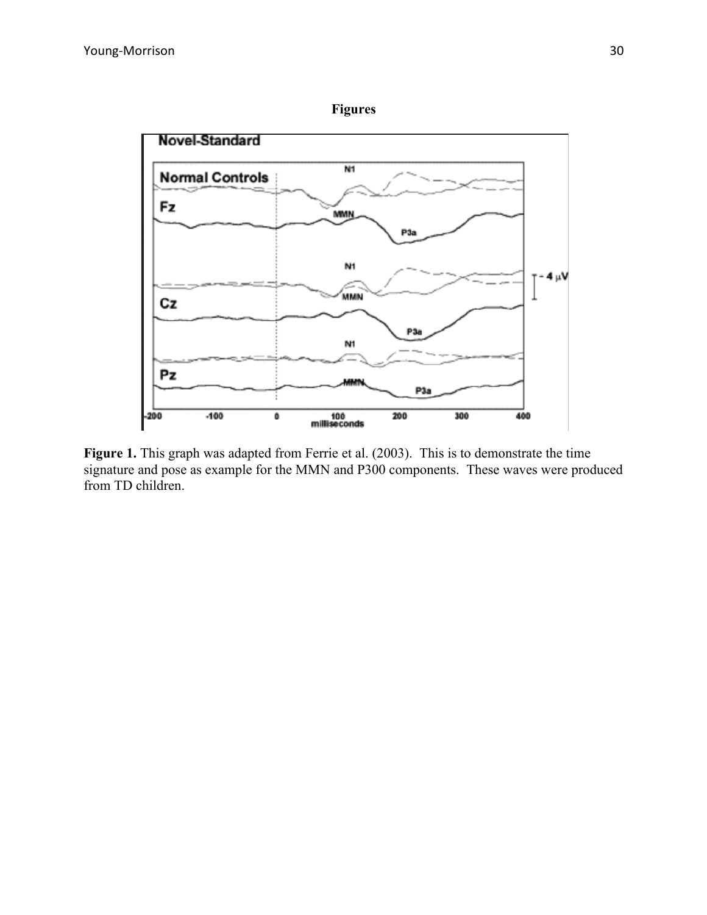# Figures

**Figure 1.** This graph was adapted from Ferrie et al. (2003). This is to demonstrate the time signature and pose as example for the MMN and P300 components. These waves were produced from TD children.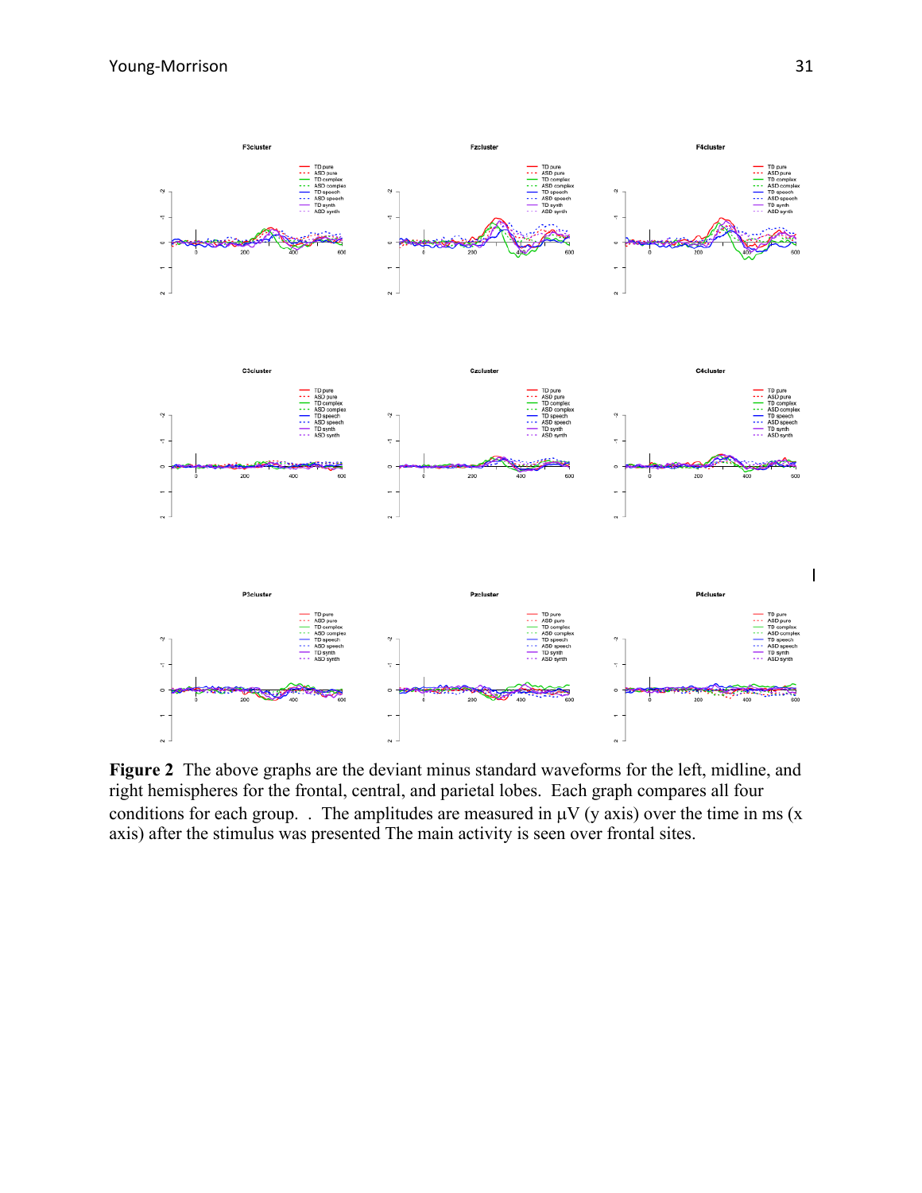**Figure 2** The above graphs are the deviant minus standard waveforms for the left, midline, and right hemispheres for the frontal, central, and parietal lobes. Each graph compares all four conditions for each group. . The amplitudes are measured in μV (y axis) over the time in ms (x axis) after the stimulus was presented The main activity is seen over frontal sites.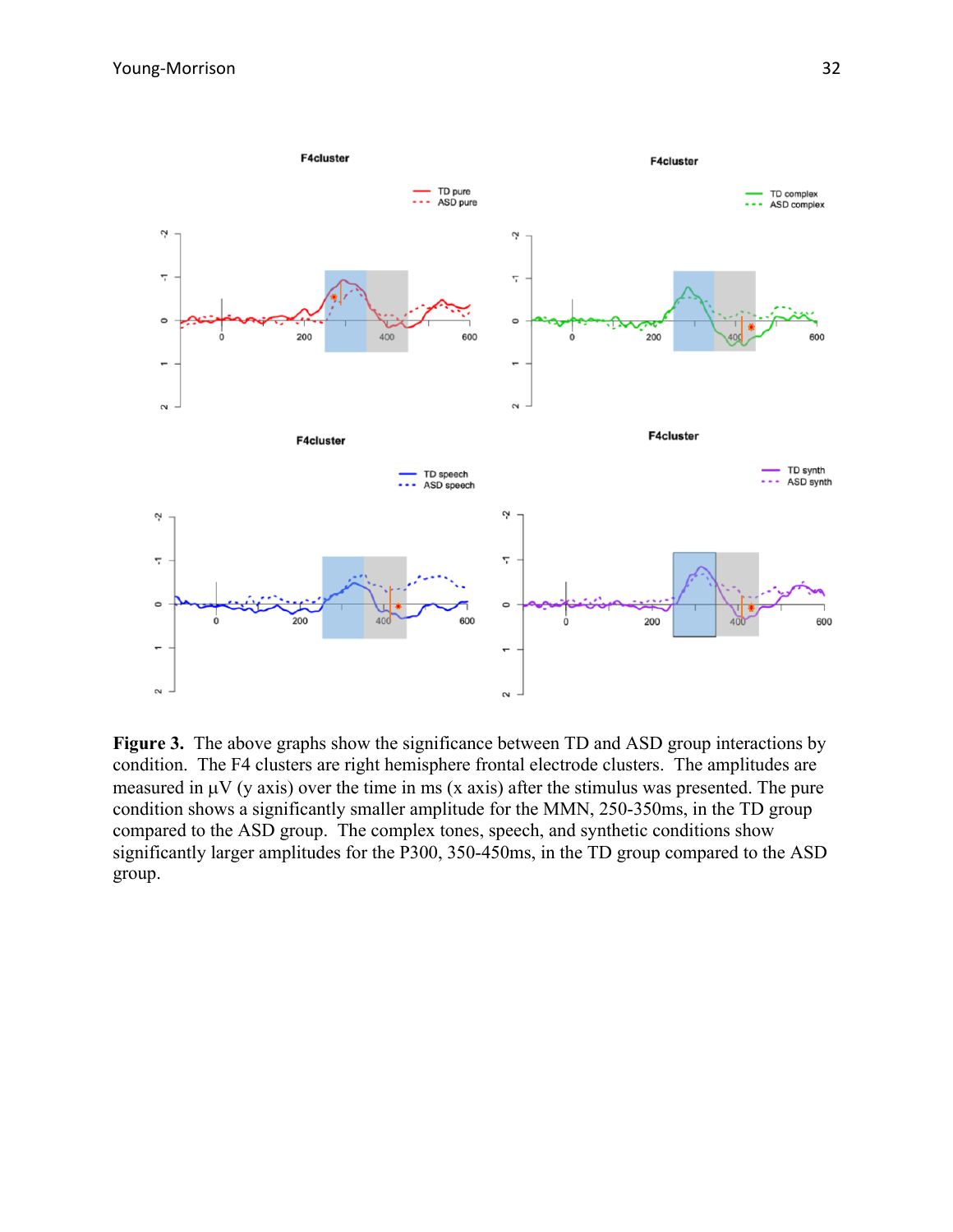**Figure 3.** The above graphs show the significance between TD and ASD group interactions by condition. The F4 clusters are right hemisphere frontal electrode clusters. The amplitudes are measured in µV (y axis) over the time in ms (x axis) after the stimulus was presented. The pure condition shows a significantly smaller amplitude for the MMN, 250-350ms, in the TD group compared to the ASD group. The complex tones, speech, and synthetic conditions show significantly larger amplitudes for the P300, 350-450ms, in the TD group compared to the ASD group.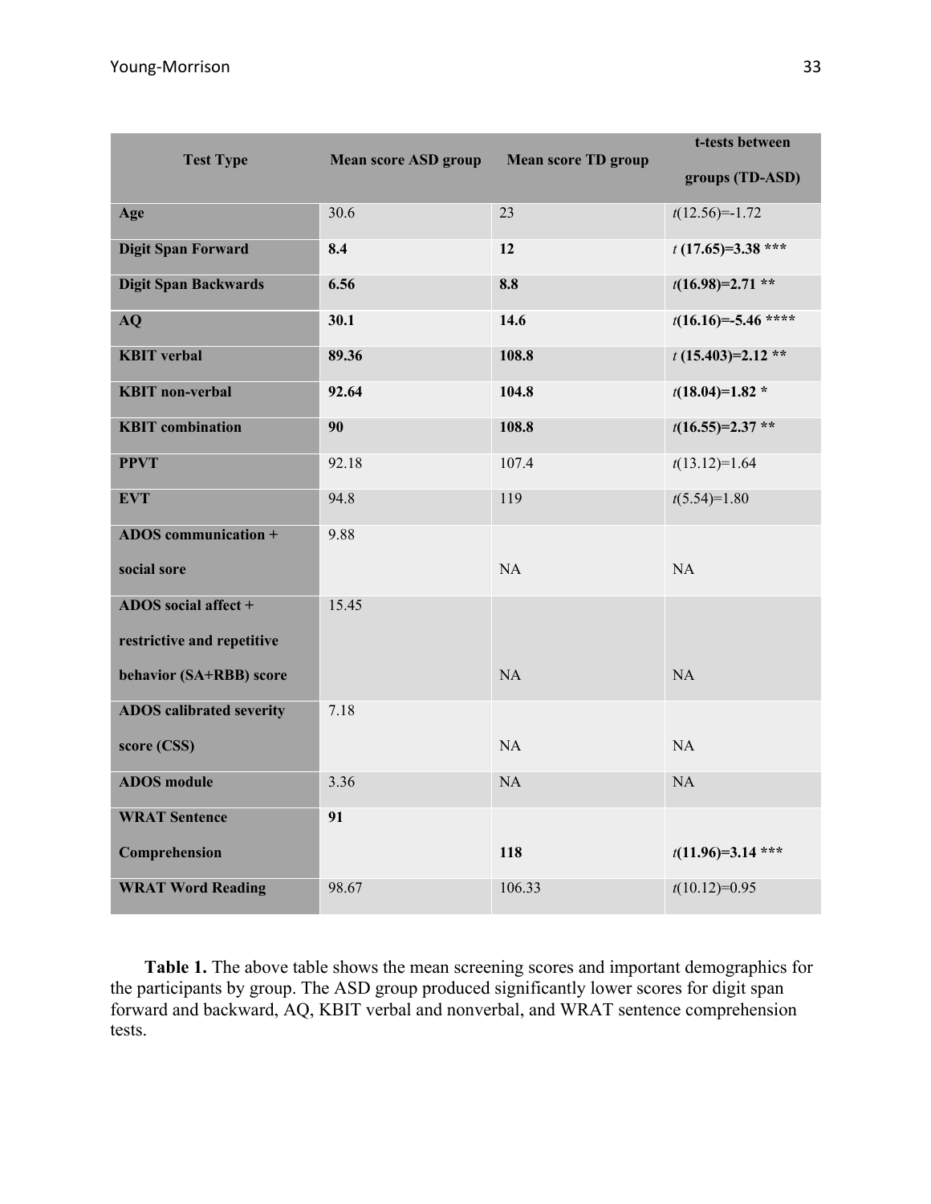| Test Type | Mean score ASD group | Mean score TD group | t-tests between groups (TD-ASD) |
|---|---|---|---|
| **Age** | 30.6 | 23 | $t(12.56)=-1.72$ |
| **Digit Span Forward** | **8.4** | **12** | $t$ **(17.65)=3.38 \*\*\*** |
| **Digit Span Backwards** | **6.56** | **8.8** | $t$**(16.98)=2.71 \*\*** |
| **AQ** | **30.1** | **14.6** | $t$**(16.16)=-5.46 \*\*\*\*** |
| **KBIT verbal** | **89.36** | **108.8** | $t$ **(15.403)=2.12 \*\*** |
| **KBIT non-verbal** | **92.64** | **104.8** | $t$**(18.04)=1.82 \*** |
| **KBIT combination** | **90** | **108.8** | $t$**(16.55)=2.37 \*\*** |
| **PPVT** | 92.18 | 107.4 | $t(13.12)=1.64$ |
| **EVT** | 94.8 | 119 | $t(5.54)=1.80$ |
| **ADOS communication + social sore** | 9.88 | NA | NA |
| **ADOS social affect + restrictive and repetitive behavior (SA+RBB) score** | 15.45 | NA | NA |
| **ADOS calibrated severity score (CSS)** | 7.18 | NA | NA |
| **ADOS module** | 3.36 | NA | NA |
| **WRAT Sentence Comprehension** | **91** | **118** | $t$**(11.96)=3.14 \*\*\*** |
| **WRAT Word Reading** | 98.67 | 106.33 | $t(10.12)=0.95$ |

**Table 1.** The above table shows the mean screening scores and important demographics for the participants by group. The ASD group produced significantly lower scores for digit span forward and backward, AQ, KBIT verbal and nonverbal, and WRAT sentence comprehension tests.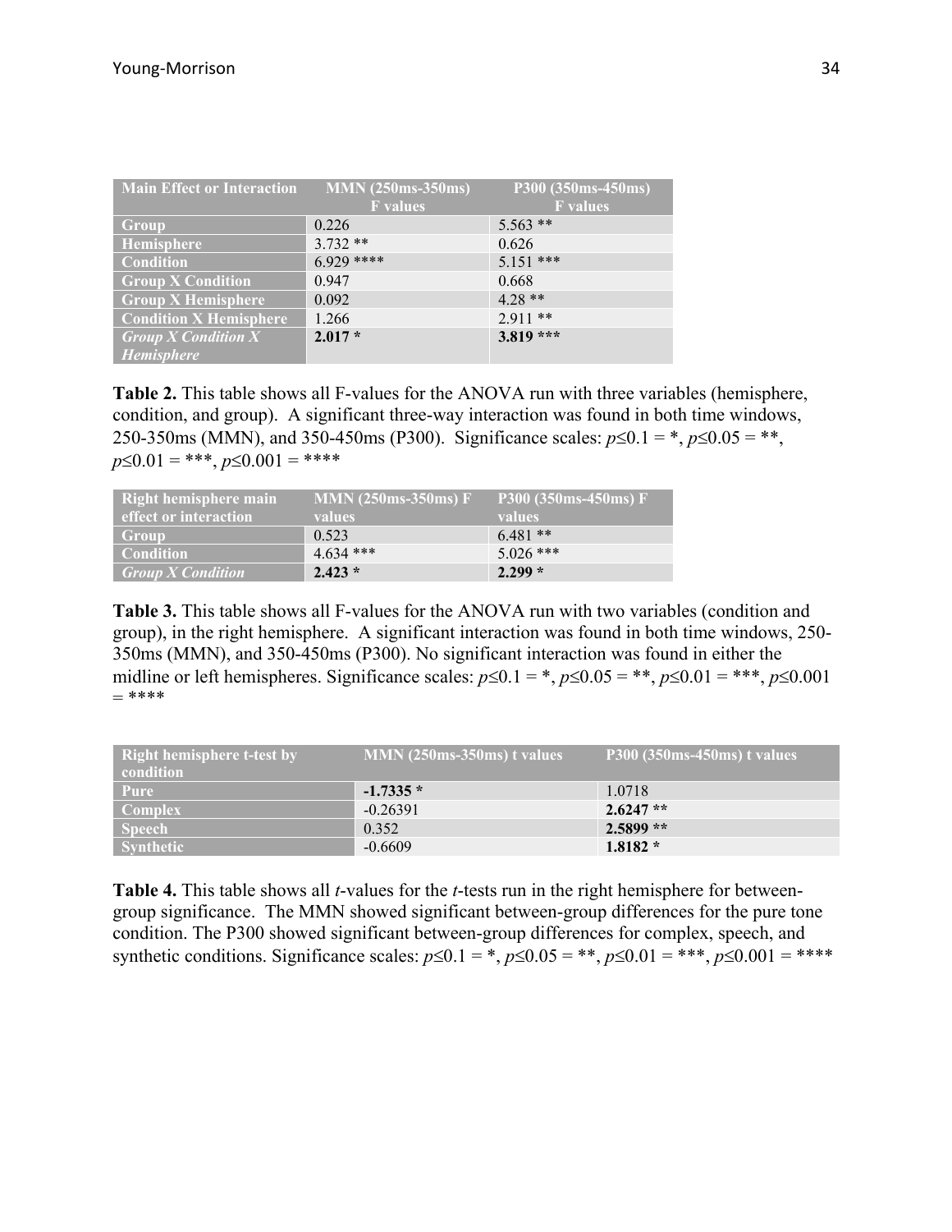| Main Effect or Interaction | MMN (250ms-350ms) F values | P300 (350ms-450ms) F values |
|---|---|---|
| Group | 0.226 | 5.563 ** |
| Hemisphere | 3.732 ** | 0.626 |
| Condition | 6.929 **** | 5.151 *** |
| Group X Condition | 0.947 | 0.668 |
| Group X Hemisphere | 0.092 | 4.28 ** |
| Condition X Hemisphere | 1.266 | 2.911 ** |
| ***Group X Condition X Hemisphere*** | **2.017 *** | **3.819 ***** |

**Table 2.** This table shows all F-values for the ANOVA run with three variables (hemisphere, condition, and group). A significant three-way interaction was found in both time windows, 250-350ms (MMN), and 350-450ms (P300). Significance scales: $p \leq 0.1$ = *, $p \leq 0.05$ = **, $p \leq 0.01$ = ***, $p \leq 0.001$ = ****

| Right hemisphere main effect or interaction | MMN (250ms-350ms) F values | P300 (350ms-450ms) F values |
|---|---|---|
| Group | 0.523 | 6.481 ** |
| Condition | 4.634 *** | 5.026 *** |
| ***Group X Condition*** | **2.423 *** | **2.299 *** |

**Table 3.** This table shows all F-values for the ANOVA run with two variables (condition and group), in the right hemisphere. A significant interaction was found in both time windows, 250-350ms (MMN), and 350-450ms (P300). No significant interaction was found in either the midline or left hemispheres. Significance scales: $p \leq 0.1$ = *, $p \leq 0.05$ = **, $p \leq 0.01$ = ***, $p \leq 0.001$ = ****

| Right hemisphere t-test by condition | MMN (250ms-350ms) t values | P300 (350ms-450ms) t values |
|---|---|---|
| Pure | **-1.7335 *** | 1.0718 |
| Complex | -0.26391 | **2.6247 **** |
| Speech | 0.352 | **2.5899 **** |
| Synthetic | -0.6609 | **1.8182 *** |

**Table 4.** This table shows all *t*-values for the *t*-tests run in the right hemisphere for between-group significance. The MMN showed significant between-group differences for the pure tone condition. The P300 showed significant between-group differences for complex, speech, and synthetic conditions. Significance scales: $p \leq 0.1$ = *, $p \leq 0.05$ = **, $p \leq 0.01$ = ***, $p \leq 0.001$ = ****